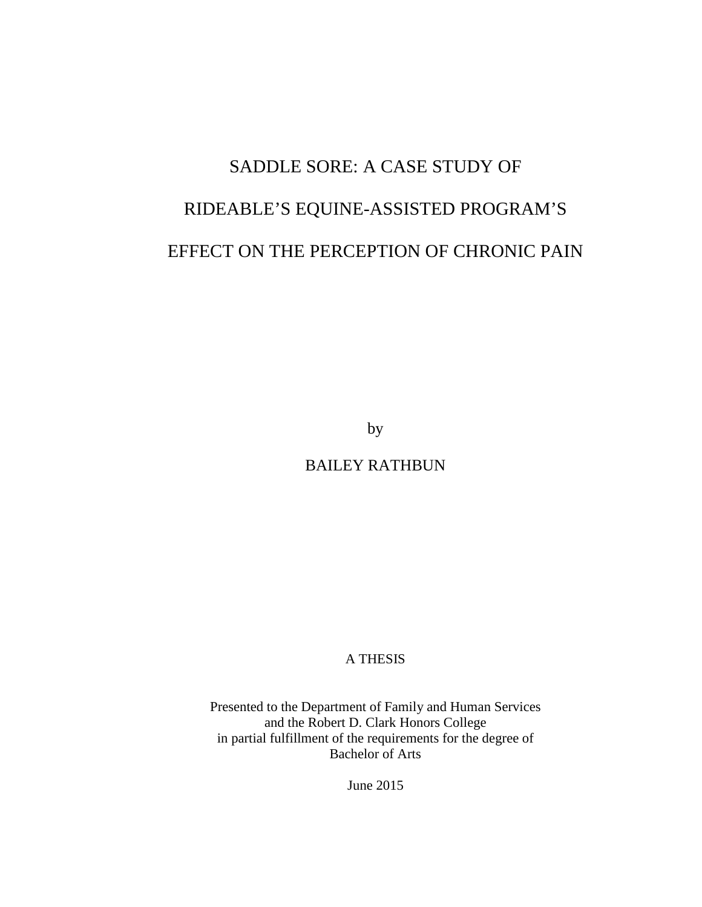# SADDLE SORE: A CASE STUDY OF RIDEABLE'S EQUINE-ASSISTED PROGRAM'S EFFECT ON THE PERCEPTION OF CHRONIC PAIN

by

BAILEY RATHBUN

A THESIS

Presented to the Department of Family and Human Services
and the Robert D. Clark Honors College
in partial fulfillment of the requirements for the degree of
Bachelor of Arts

June 2015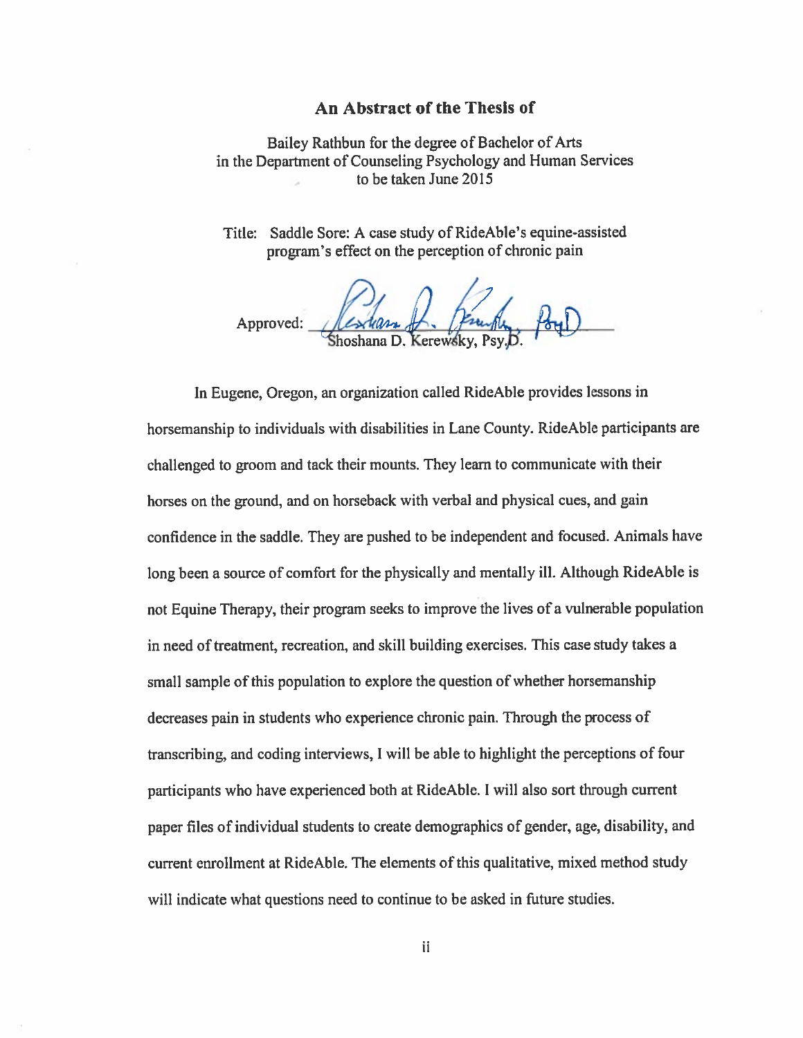## An Abstract of the Thesis of

Bailey Rathbun for the degree of Bachelor of Arts
in the Department of Counseling Psychology and Human Services
to be taken June 2015

Title: Saddle Sore: A case study of RideAble's equine-assisted program's effect on the perception of chronic pain

Approved: ______________________________
Shoshana D. Kerewsky, Psy.D.

In Eugene, Oregon, an organization called RideAble provides lessons in horsemanship to individuals with disabilities in Lane County. RideAble participants are challenged to groom and tack their mounts. They learn to communicate with their horses on the ground, and on horseback with verbal and physical cues, and gain confidence in the saddle. They are pushed to be independent and focused. Animals have long been a source of comfort for the physically and mentally ill. Although RideAble is not Equine Therapy, their program seeks to improve the lives of a vulnerable population in need of treatment, recreation, and skill building exercises. This case study takes a small sample of this population to explore the question of whether horsemanship decreases pain in students who experience chronic pain. Through the process of transcribing, and coding interviews, I will be able to highlight the perceptions of four participants who have experienced both at RideAble. I will also sort through current paper files of individual students to create demographics of gender, age, disability, and current enrollment at RideAble. The elements of this qualitative, mixed method study will indicate what questions need to continue to be asked in future studies.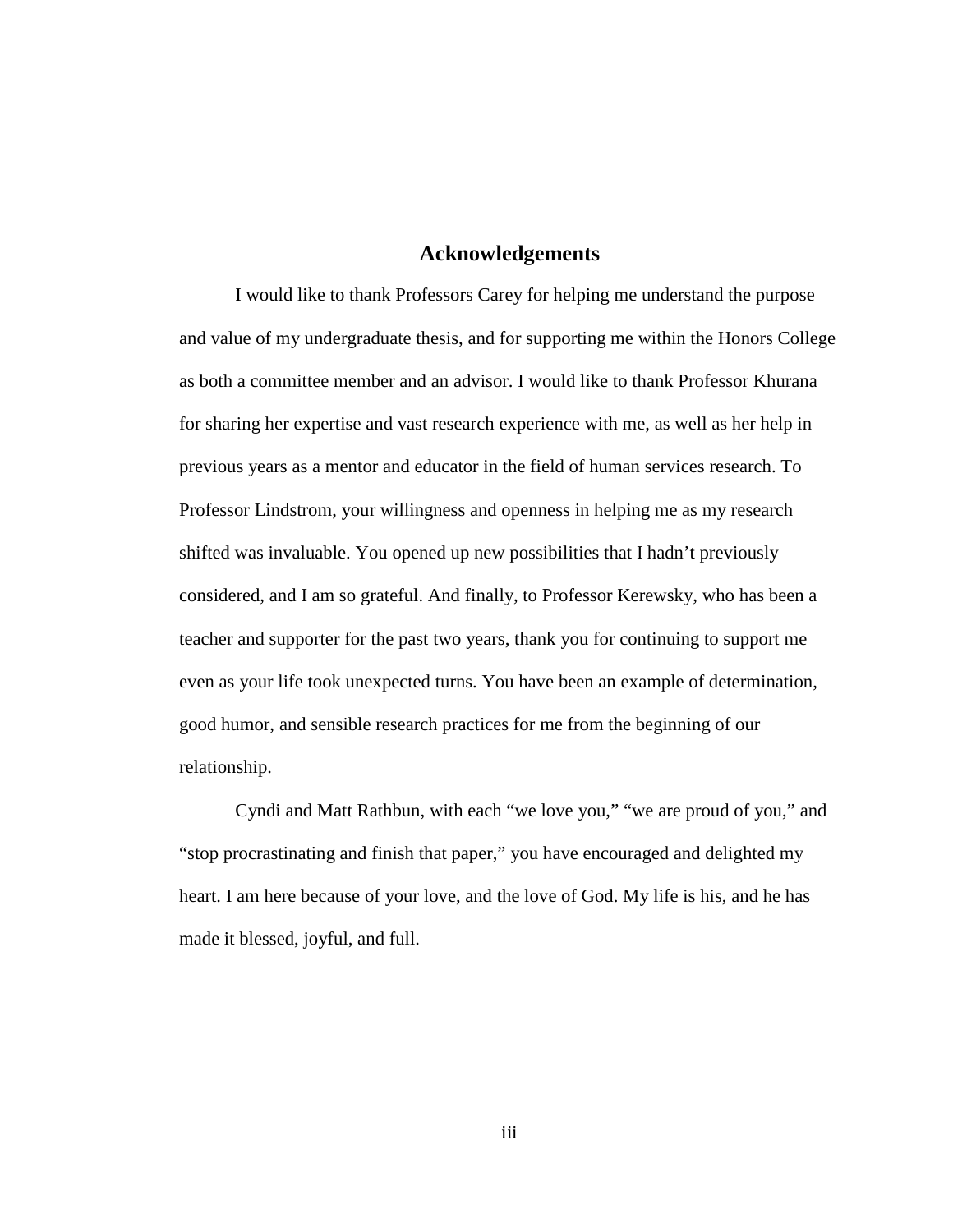# Acknowledgements

I would like to thank Professors Carey for helping me understand the purpose and value of my undergraduate thesis, and for supporting me within the Honors College as both a committee member and an advisor. I would like to thank Professor Khurana for sharing her expertise and vast research experience with me, as well as her help in previous years as a mentor and educator in the field of human services research. To Professor Lindstrom, your willingness and openness in helping me as my research shifted was invaluable. You opened up new possibilities that I hadn't previously considered, and I am so grateful. And finally, to Professor Kerewsky, who has been a teacher and supporter for the past two years, thank you for continuing to support me even as your life took unexpected turns. You have been an example of determination, good humor, and sensible research practices for me from the beginning of our relationship.

Cyndi and Matt Rathbun, with each "we love you," "we are proud of you," and "stop procrastinating and finish that paper," you have encouraged and delighted my heart. I am here because of your love, and the love of God. My life is his, and he has made it blessed, joyful, and full.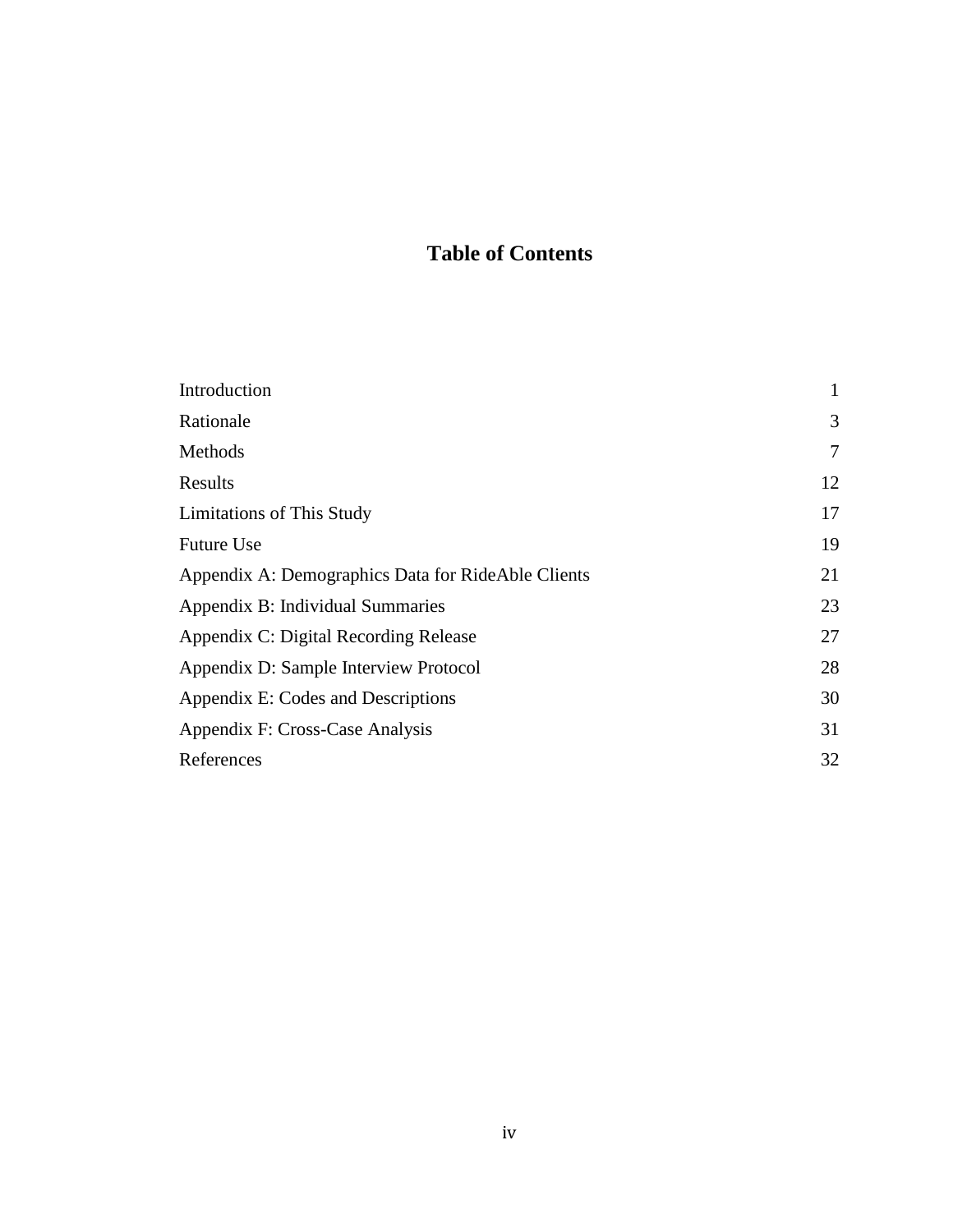# Table of Contents

| | |
|---|---|
| Introduction | 1 |
| Rationale | 3 |
| Methods | 7 |
| Results | 12 |
| Limitations of This Study | 17 |
| Future Use | 19 |
| Appendix A: Demographics Data for RideAble Clients | 21 |
| Appendix B: Individual Summaries | 23 |
| Appendix C: Digital Recording Release | 27 |
| Appendix D: Sample Interview Protocol | 28 |
| Appendix E: Codes and Descriptions | 30 |
| Appendix F: Cross-Case Analysis | 31 |
| References | 32 |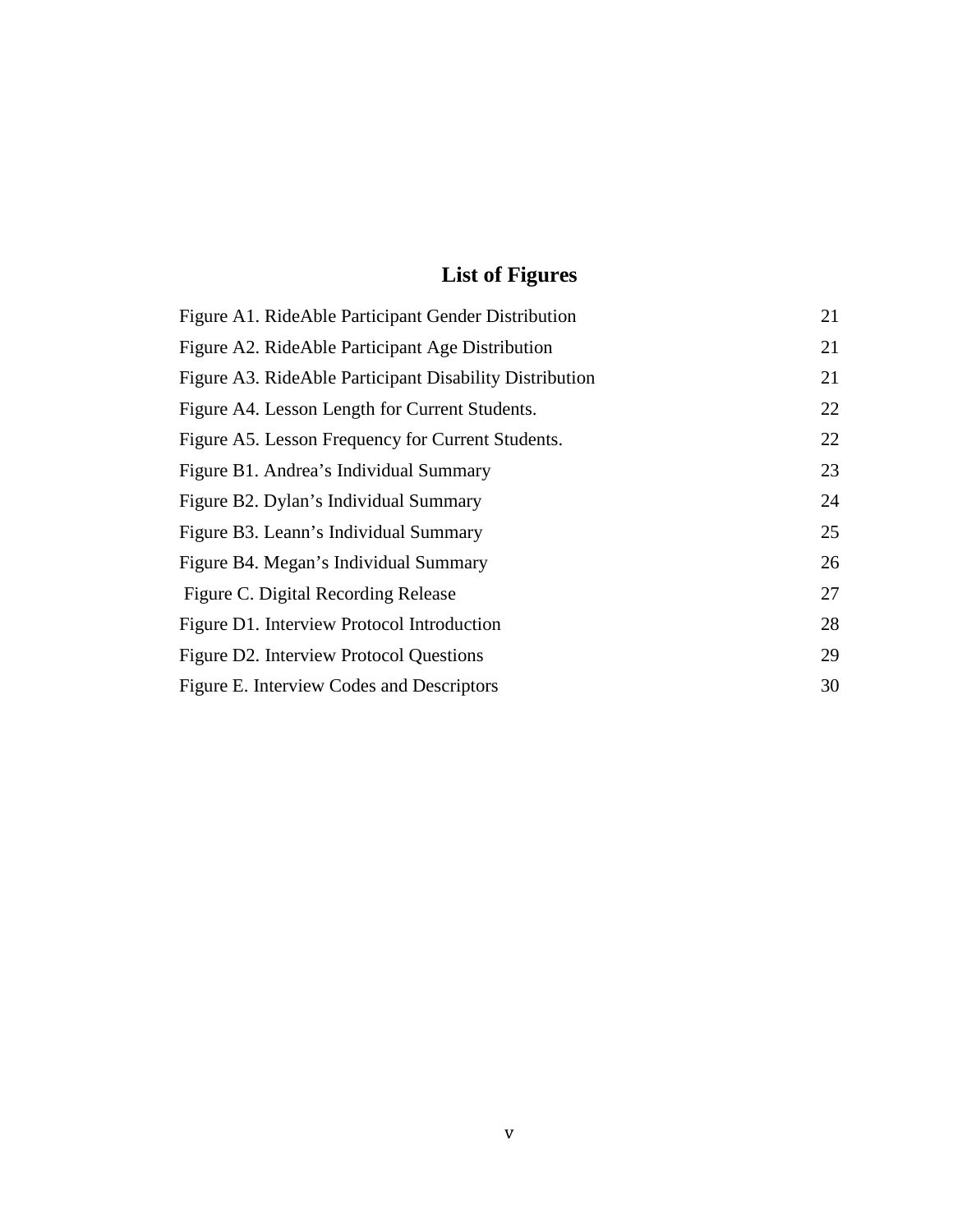# List of Figures

| | |
|---|---|
| Figure A1. RideAble Participant Gender Distribution | 21 |
| Figure A2. RideAble Participant Age Distribution | 21 |
| Figure A3. RideAble Participant Disability Distribution | 21 |
| Figure A4. Lesson Length for Current Students. | 22 |
| Figure A5. Lesson Frequency for Current Students. | 22 |
| Figure B1. Andrea's Individual Summary | 23 |
| Figure B2. Dylan's Individual Summary | 24 |
| Figure B3. Leann's Individual Summary | 25 |
| Figure B4. Megan's Individual Summary | 26 |
| Figure C. Digital Recording Release | 27 |
| Figure D1. Interview Protocol Introduction | 28 |
| Figure D2. Interview Protocol Questions | 29 |
| Figure E. Interview Codes and Descriptors | 30 |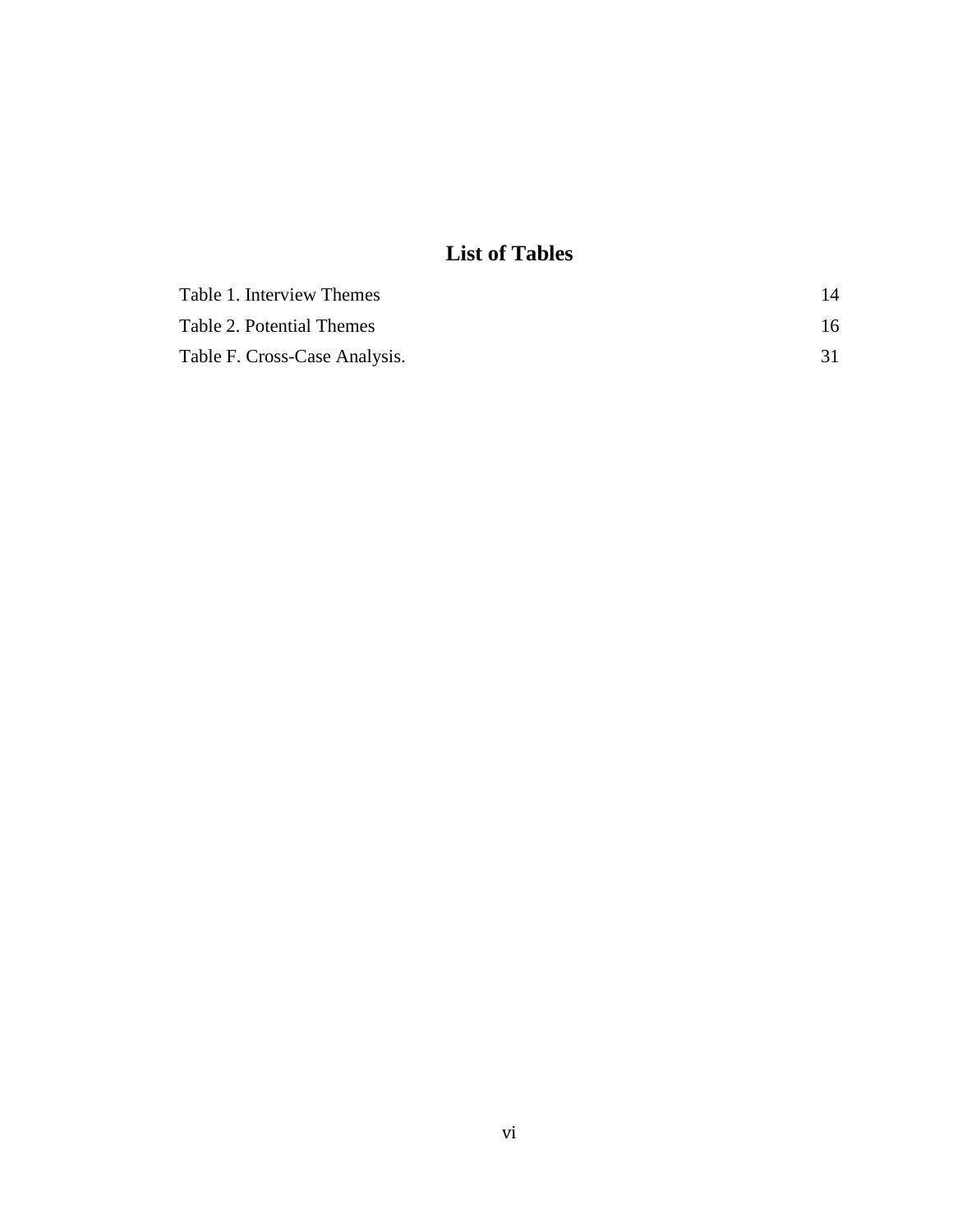# List of Tables

| | |
|---|---|
| Table 1. Interview Themes | 14 |
| Table 2. Potential Themes | 16 |
| Table F. Cross-Case Analysis. | 31 |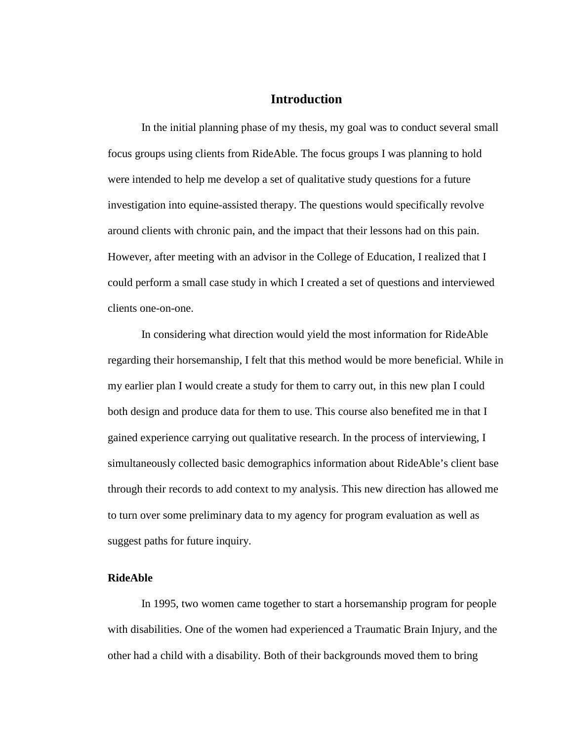# Introduction

In the initial planning phase of my thesis, my goal was to conduct several small focus groups using clients from RideAble. The focus groups I was planning to hold were intended to help me develop a set of qualitative study questions for a future investigation into equine-assisted therapy. The questions would specifically revolve around clients with chronic pain, and the impact that their lessons had on this pain. However, after meeting with an advisor in the College of Education, I realized that I could perform a small case study in which I created a set of questions and interviewed clients one-on-one.

In considering what direction would yield the most information for RideAble regarding their horsemanship, I felt that this method would be more beneficial. While in my earlier plan I would create a study for them to carry out, in this new plan I could both design and produce data for them to use. This course also benefited me in that I gained experience carrying out qualitative research. In the process of interviewing, I simultaneously collected basic demographics information about RideAble's client base through their records to add context to my analysis. This new direction has allowed me to turn over some preliminary data to my agency for program evaluation as well as suggest paths for future inquiry.

## RideAble

In 1995, two women came together to start a horsemanship program for people with disabilities. One of the women had experienced a Traumatic Brain Injury, and the other had a child with a disability. Both of their backgrounds moved them to bring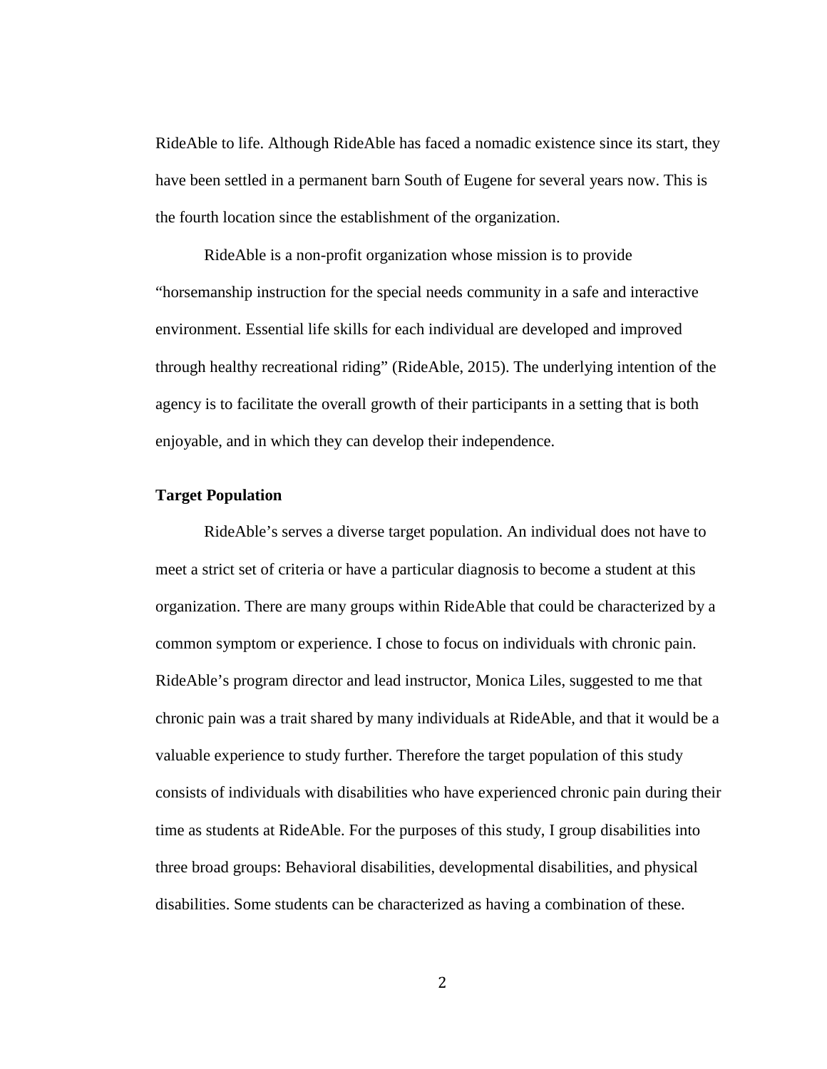RideAble to life. Although RideAble has faced a nomadic existence since its start, they have been settled in a permanent barn South of Eugene for several years now. This is the fourth location since the establishment of the organization.

RideAble is a non-profit organization whose mission is to provide "horsemanship instruction for the special needs community in a safe and interactive environment. Essential life skills for each individual are developed and improved through healthy recreational riding" (RideAble, 2015). The underlying intention of the agency is to facilitate the overall growth of their participants in a setting that is both enjoyable, and in which they can develop their independence.

**Target Population**

RideAble's serves a diverse target population. An individual does not have to meet a strict set of criteria or have a particular diagnosis to become a student at this organization. There are many groups within RideAble that could be characterized by a common symptom or experience. I chose to focus on individuals with chronic pain. RideAble's program director and lead instructor, Monica Liles, suggested to me that chronic pain was a trait shared by many individuals at RideAble, and that it would be a valuable experience to study further. Therefore the target population of this study consists of individuals with disabilities who have experienced chronic pain during their time as students at RideAble. For the purposes of this study, I group disabilities into three broad groups: Behavioral disabilities, developmental disabilities, and physical disabilities. Some students can be characterized as having a combination of these.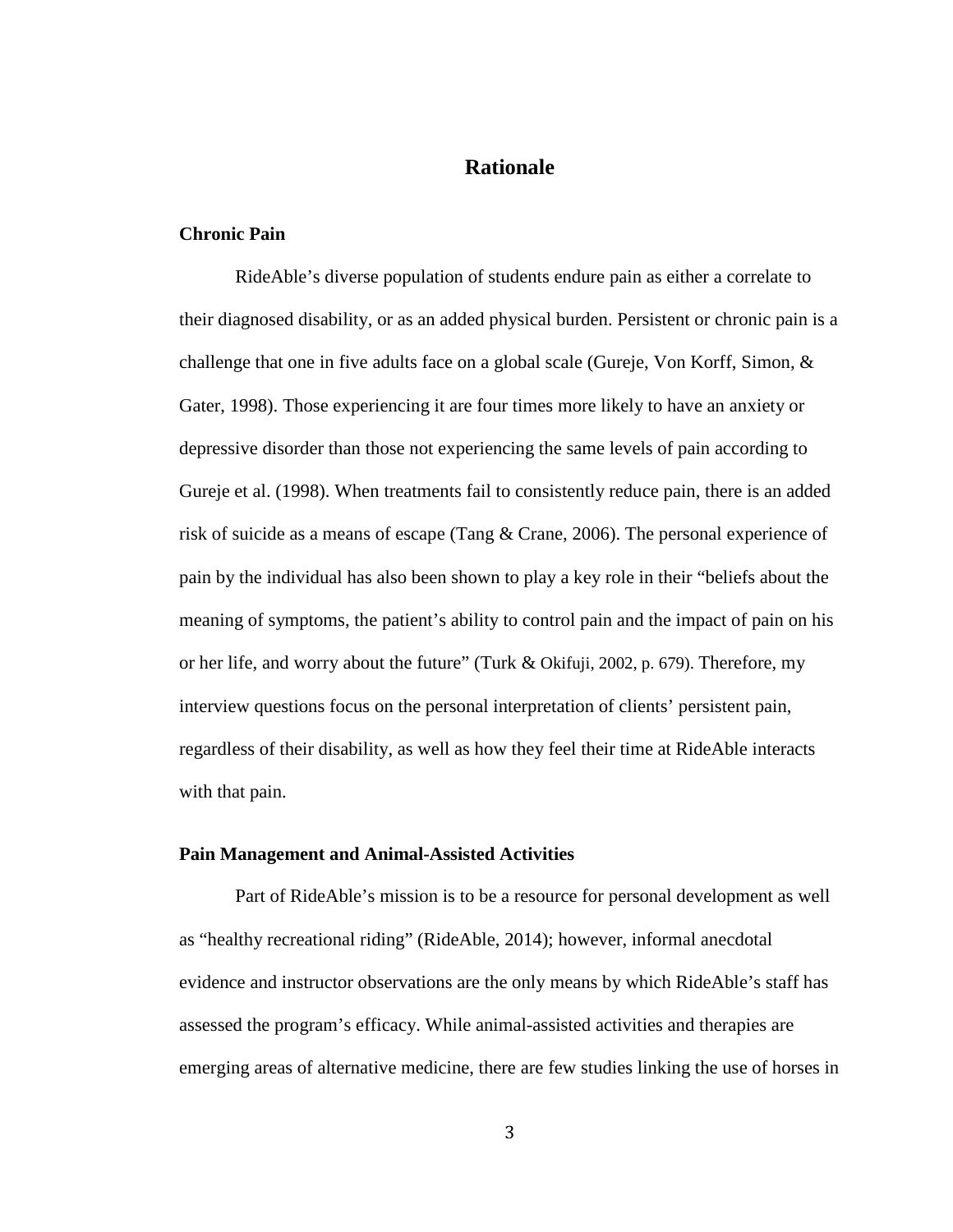# Rationale

## Chronic Pain

RideAble's diverse population of students endure pain as either a correlate to their diagnosed disability, or as an added physical burden. Persistent or chronic pain is a challenge that one in five adults face on a global scale (Gureje, Von Korff, Simon, & Gater, 1998). Those experiencing it are four times more likely to have an anxiety or depressive disorder than those not experiencing the same levels of pain according to Gureje et al. (1998). When treatments fail to consistently reduce pain, there is an added risk of suicide as a means of escape (Tang & Crane, 2006). The personal experience of pain by the individual has also been shown to play a key role in their "beliefs about the meaning of symptoms, the patient's ability to control pain and the impact of pain on his or her life, and worry about the future" (Turk & Okifuji, 2002, p. 679). Therefore, my interview questions focus on the personal interpretation of clients' persistent pain, regardless of their disability, as well as how they feel their time at RideAble interacts with that pain.

## Pain Management and Animal-Assisted Activities

Part of RideAble's mission is to be a resource for personal development as well as "healthy recreational riding" (RideAble, 2014); however, informal anecdotal evidence and instructor observations are the only means by which RideAble's staff has assessed the program's efficacy. While animal-assisted activities and therapies are emerging areas of alternative medicine, there are few studies linking the use of horses in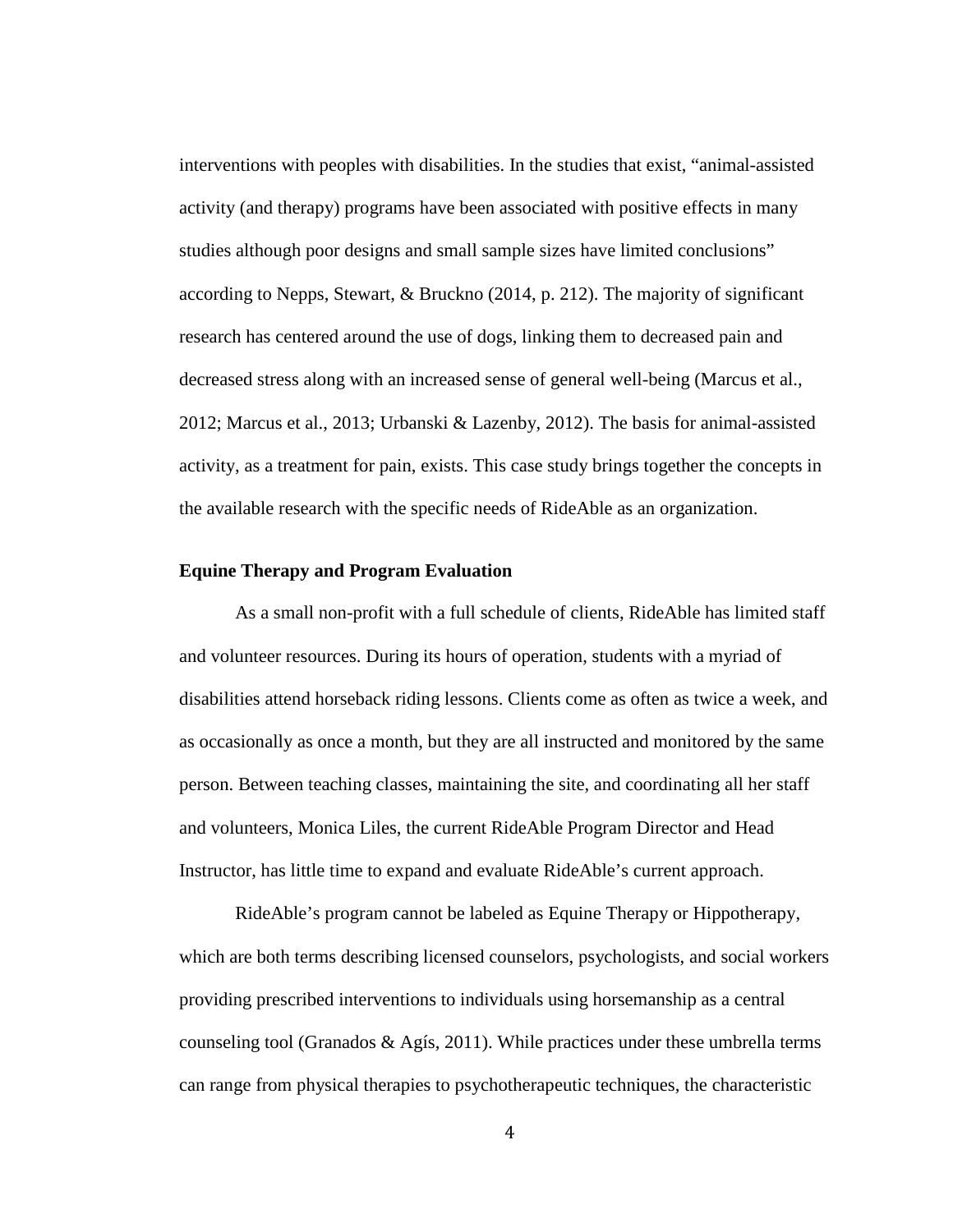interventions with peoples with disabilities. In the studies that exist, "animal-assisted activity (and therapy) programs have been associated with positive effects in many studies although poor designs and small sample sizes have limited conclusions" according to Nepps, Stewart, & Bruckno (2014, p. 212). The majority of significant research has centered around the use of dogs, linking them to decreased pain and decreased stress along with an increased sense of general well-being (Marcus et al., 2012; Marcus et al., 2013; Urbanski & Lazenby, 2012). The basis for animal-assisted activity, as a treatment for pain, exists. This case study brings together the concepts in the available research with the specific needs of RideAble as an organization.

### Equine Therapy and Program Evaluation

As a small non-profit with a full schedule of clients, RideAble has limited staff and volunteer resources. During its hours of operation, students with a myriad of disabilities attend horseback riding lessons. Clients come as often as twice a week, and as occasionally as once a month, but they are all instructed and monitored by the same person. Between teaching classes, maintaining the site, and coordinating all her staff and volunteers, Monica Liles, the current RideAble Program Director and Head Instructor, has little time to expand and evaluate RideAble's current approach.

RideAble's program cannot be labeled as Equine Therapy or Hippotherapy, which are both terms describing licensed counselors, psychologists, and social workers providing prescribed interventions to individuals using horsemanship as a central counseling tool (Granados & Agís, 2011). While practices under these umbrella terms can range from physical therapies to psychotherapeutic techniques, the characteristic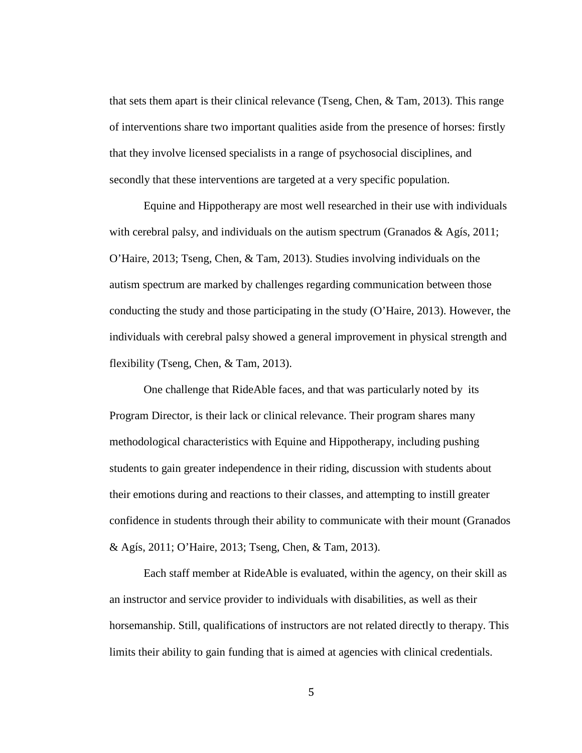that sets them apart is their clinical relevance (Tseng, Chen, & Tam, 2013). This range of interventions share two important qualities aside from the presence of horses: firstly that they involve licensed specialists in a range of psychosocial disciplines, and secondly that these interventions are targeted at a very specific population.

Equine and Hippotherapy are most well researched in their use with individuals with cerebral palsy, and individuals on the autism spectrum (Granados & Agís, 2011; O'Haire, 2013; Tseng, Chen, & Tam, 2013). Studies involving individuals on the autism spectrum are marked by challenges regarding communication between those conducting the study and those participating in the study (O'Haire, 2013). However, the individuals with cerebral palsy showed a general improvement in physical strength and flexibility (Tseng, Chen, & Tam, 2013).

One challenge that RideAble faces, and that was particularly noted by its Program Director, is their lack or clinical relevance. Their program shares many methodological characteristics with Equine and Hippotherapy, including pushing students to gain greater independence in their riding, discussion with students about their emotions during and reactions to their classes, and attempting to instill greater confidence in students through their ability to communicate with their mount (Granados & Agís, 2011; O'Haire, 2013; Tseng, Chen, & Tam, 2013).

Each staff member at RideAble is evaluated, within the agency, on their skill as an instructor and service provider to individuals with disabilities, as well as their horsemanship. Still, qualifications of instructors are not related directly to therapy. This limits their ability to gain funding that is aimed at agencies with clinical credentials.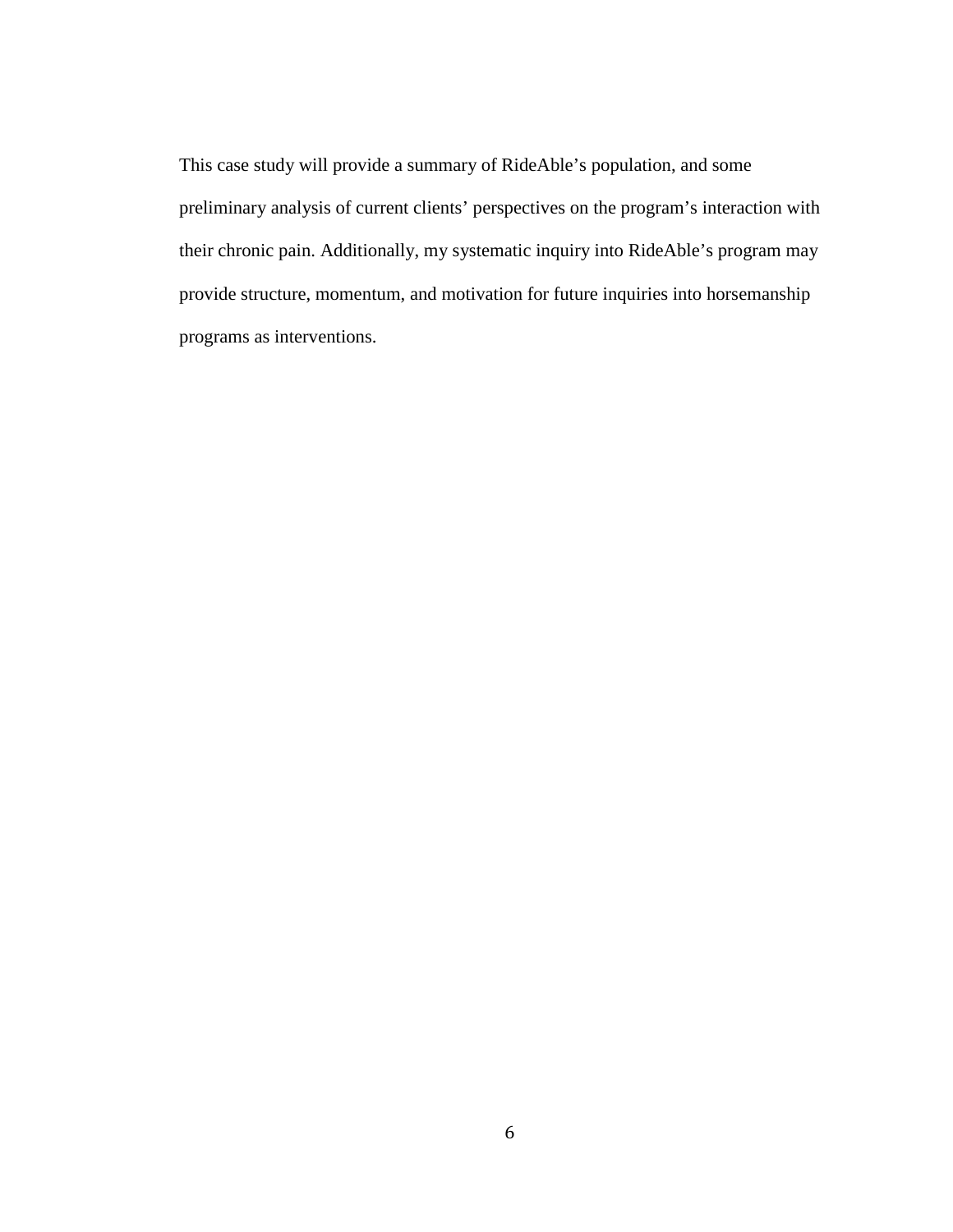This case study will provide a summary of RideAble's population, and some preliminary analysis of current clients' perspectives on the program's interaction with their chronic pain. Additionally, my systematic inquiry into RideAble's program may provide structure, momentum, and motivation for future inquiries into horsemanship programs as interventions.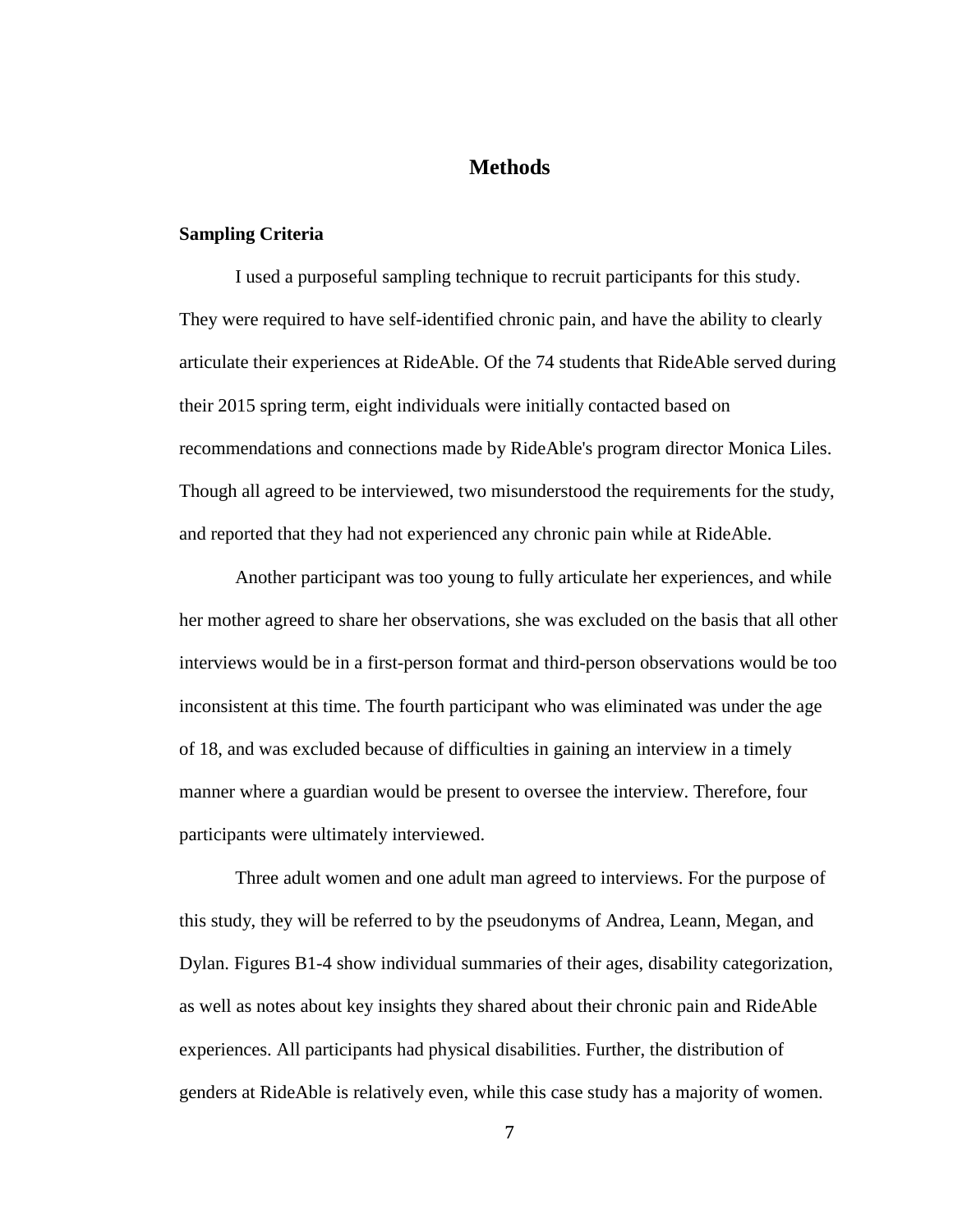# Methods

## Sampling Criteria

I used a purposeful sampling technique to recruit participants for this study. They were required to have self-identified chronic pain, and have the ability to clearly articulate their experiences at RideAble. Of the 74 students that RideAble served during their 2015 spring term, eight individuals were initially contacted based on recommendations and connections made by RideAble's program director Monica Liles. Though all agreed to be interviewed, two misunderstood the requirements for the study, and reported that they had not experienced any chronic pain while at RideAble.

Another participant was too young to fully articulate her experiences, and while her mother agreed to share her observations, she was excluded on the basis that all other interviews would be in a first-person format and third-person observations would be too inconsistent at this time. The fourth participant who was eliminated was under the age of 18, and was excluded because of difficulties in gaining an interview in a timely manner where a guardian would be present to oversee the interview. Therefore, four participants were ultimately interviewed.

Three adult women and one adult man agreed to interviews. For the purpose of this study, they will be referred to by the pseudonyms of Andrea, Leann, Megan, and Dylan. Figures B1-4 show individual summaries of their ages, disability categorization, as well as notes about key insights they shared about their chronic pain and RideAble experiences. All participants had physical disabilities. Further, the distribution of genders at RideAble is relatively even, while this case study has a majority of women.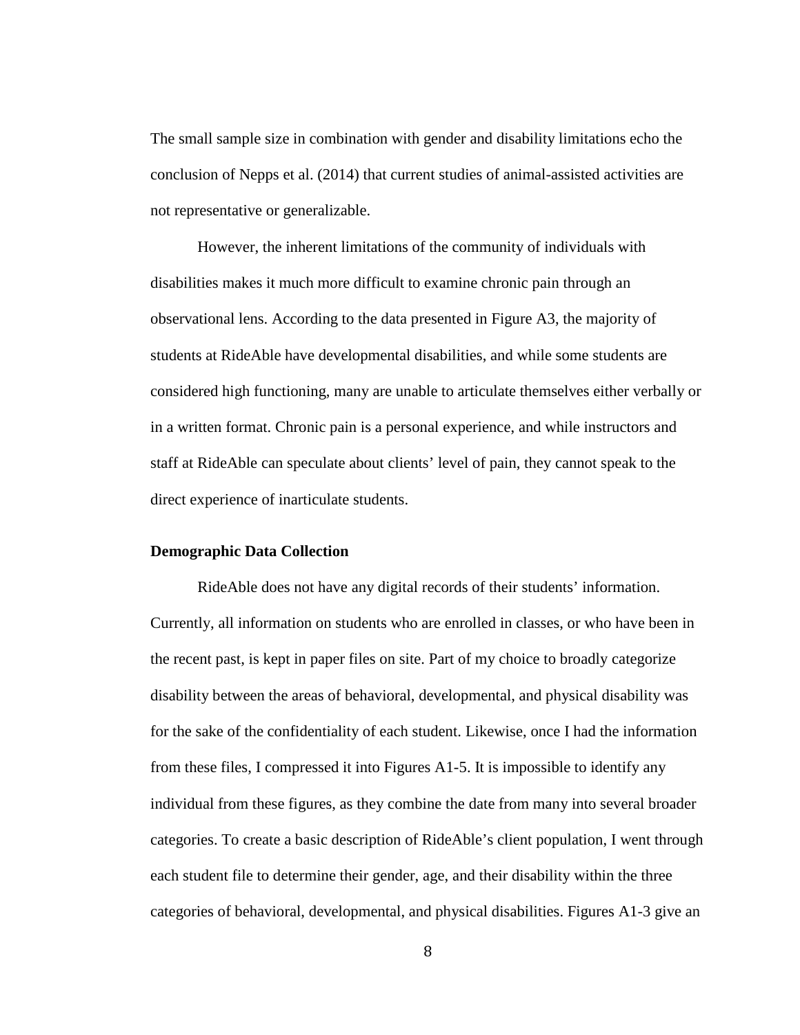The small sample size in combination with gender and disability limitations echo the conclusion of Nepps et al. (2014) that current studies of animal-assisted activities are not representative or generalizable.

However, the inherent limitations of the community of individuals with disabilities makes it much more difficult to examine chronic pain through an observational lens. According to the data presented in Figure A3, the majority of students at RideAble have developmental disabilities, and while some students are considered high functioning, many are unable to articulate themselves either verbally or in a written format. Chronic pain is a personal experience, and while instructors and staff at RideAble can speculate about clients' level of pain, they cannot speak to the direct experience of inarticulate students.

**Demographic Data Collection**

RideAble does not have any digital records of their students' information. Currently, all information on students who are enrolled in classes, or who have been in the recent past, is kept in paper files on site. Part of my choice to broadly categorize disability between the areas of behavioral, developmental, and physical disability was for the sake of the confidentiality of each student. Likewise, once I had the information from these files, I compressed it into Figures A1-5. It is impossible to identify any individual from these figures, as they combine the date from many into several broader categories. To create a basic description of RideAble's client population, I went through each student file to determine their gender, age, and their disability within the three categories of behavioral, developmental, and physical disabilities. Figures A1-3 give an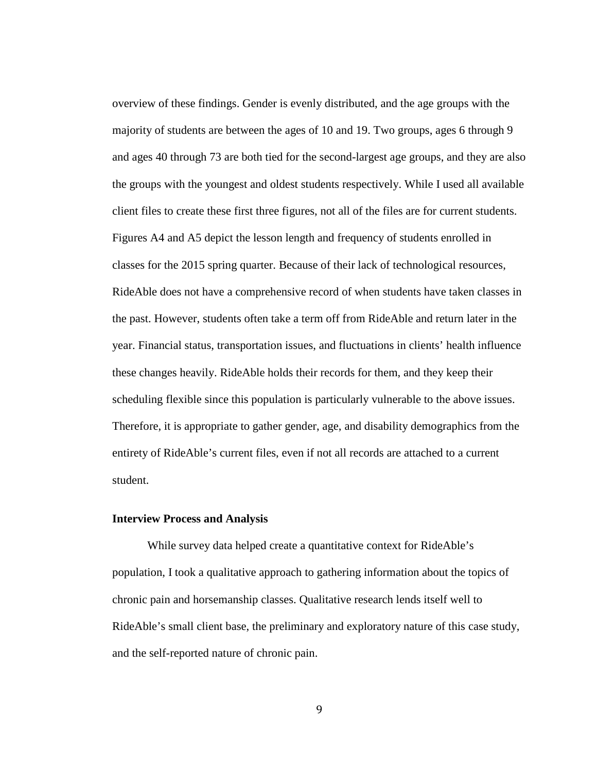overview of these findings. Gender is evenly distributed, and the age groups with the majority of students are between the ages of 10 and 19. Two groups, ages 6 through 9 and ages 40 through 73 are both tied for the second-largest age groups, and they are also the groups with the youngest and oldest students respectively. While I used all available client files to create these first three figures, not all of the files are for current students. Figures A4 and A5 depict the lesson length and frequency of students enrolled in classes for the 2015 spring quarter. Because of their lack of technological resources, RideAble does not have a comprehensive record of when students have taken classes in the past. However, students often take a term off from RideAble and return later in the year. Financial status, transportation issues, and fluctuations in clients' health influence these changes heavily. RideAble holds their records for them, and they keep their scheduling flexible since this population is particularly vulnerable to the above issues. Therefore, it is appropriate to gather gender, age, and disability demographics from the entirety of RideAble's current files, even if not all records are attached to a current student.

### Interview Process and Analysis

While survey data helped create a quantitative context for RideAble's population, I took a qualitative approach to gathering information about the topics of chronic pain and horsemanship classes. Qualitative research lends itself well to RideAble's small client base, the preliminary and exploratory nature of this case study, and the self-reported nature of chronic pain.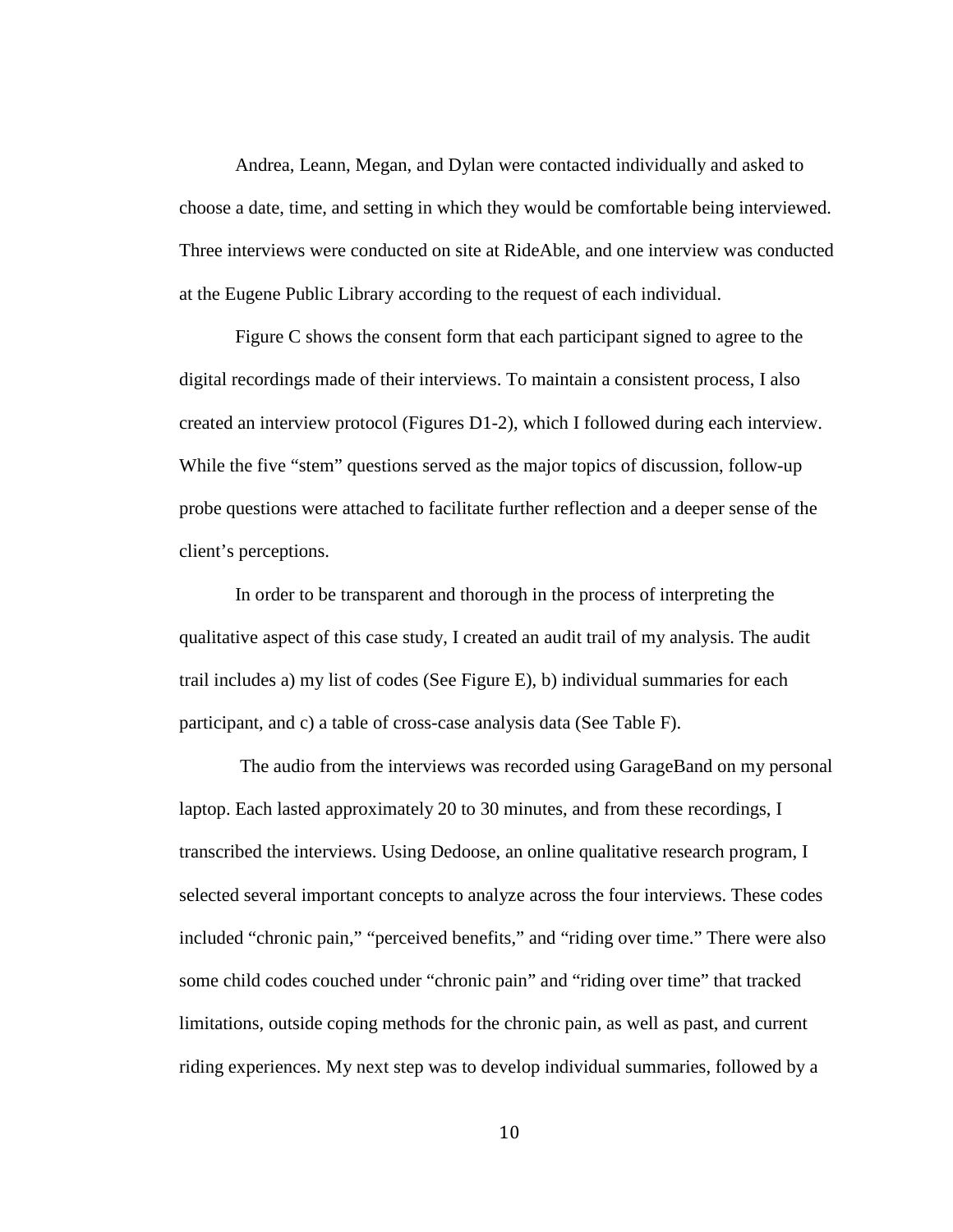Andrea, Leann, Megan, and Dylan were contacted individually and asked to choose a date, time, and setting in which they would be comfortable being interviewed. Three interviews were conducted on site at RideAble, and one interview was conducted at the Eugene Public Library according to the request of each individual.

Figure C shows the consent form that each participant signed to agree to the digital recordings made of their interviews. To maintain a consistent process, I also created an interview protocol (Figures D1-2), which I followed during each interview. While the five "stem" questions served as the major topics of discussion, follow-up probe questions were attached to facilitate further reflection and a deeper sense of the client's perceptions.

In order to be transparent and thorough in the process of interpreting the qualitative aspect of this case study, I created an audit trail of my analysis. The audit trail includes a) my list of codes (See Figure E), b) individual summaries for each participant, and c) a table of cross-case analysis data (See Table F).

The audio from the interviews was recorded using GarageBand on my personal laptop. Each lasted approximately 20 to 30 minutes, and from these recordings, I transcribed the interviews. Using Dedoose, an online qualitative research program, I selected several important concepts to analyze across the four interviews. These codes included "chronic pain," "perceived benefits," and "riding over time." There were also some child codes couched under "chronic pain" and "riding over time" that tracked limitations, outside coping methods for the chronic pain, as well as past, and current riding experiences. My next step was to develop individual summaries, followed by a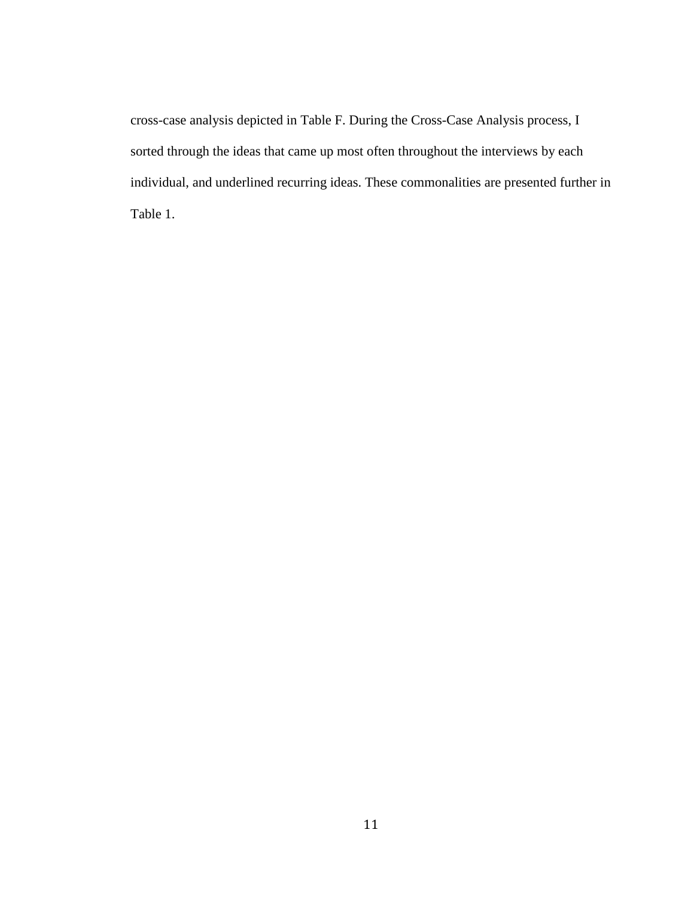cross-case analysis depicted in Table F. During the Cross-Case Analysis process, I sorted through the ideas that came up most often throughout the interviews by each individual, and underlined recurring ideas. These commonalities are presented further in Table 1.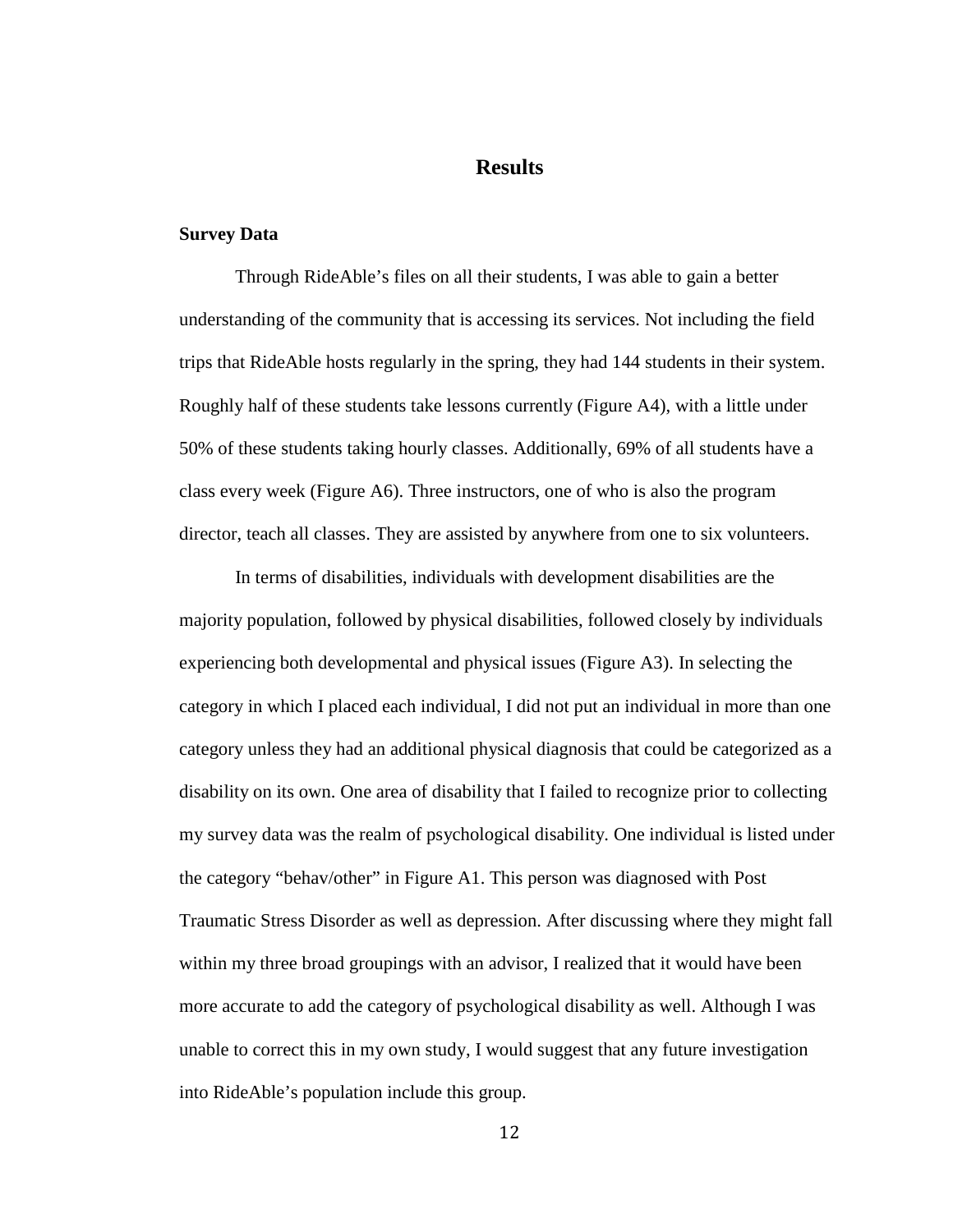# Results

## Survey Data

Through RideAble's files on all their students, I was able to gain a better understanding of the community that is accessing its services. Not including the field trips that RideAble hosts regularly in the spring, they had 144 students in their system. Roughly half of these students take lessons currently (Figure A4), with a little under 50% of these students taking hourly classes. Additionally, 69% of all students have a class every week (Figure A6). Three instructors, one of who is also the program director, teach all classes. They are assisted by anywhere from one to six volunteers.

In terms of disabilities, individuals with development disabilities are the majority population, followed by physical disabilities, followed closely by individuals experiencing both developmental and physical issues (Figure A3). In selecting the category in which I placed each individual, I did not put an individual in more than one category unless they had an additional physical diagnosis that could be categorized as a disability on its own. One area of disability that I failed to recognize prior to collecting my survey data was the realm of psychological disability. One individual is listed under the category "behav/other" in Figure A1. This person was diagnosed with Post Traumatic Stress Disorder as well as depression. After discussing where they might fall within my three broad groupings with an advisor, I realized that it would have been more accurate to add the category of psychological disability as well. Although I was unable to correct this in my own study, I would suggest that any future investigation into RideAble's population include this group.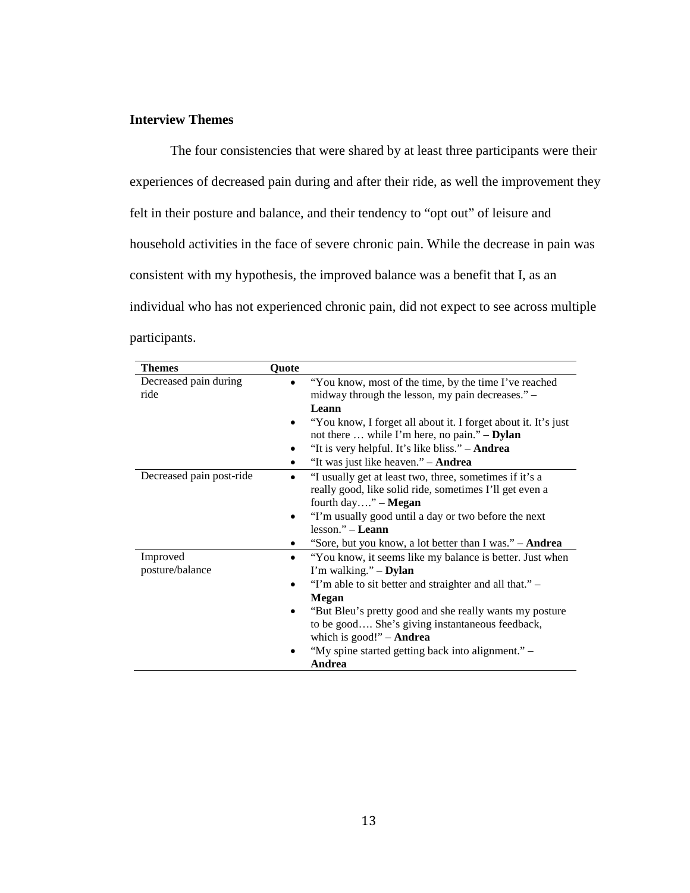### Interview Themes

The four consistencies that were shared by at least three participants were their experiences of decreased pain during and after their ride, as well the improvement they felt in their posture and balance, and their tendency to "opt out" of leisure and household activities in the face of severe chronic pain. While the decrease in pain was consistent with my hypothesis, the improved balance was a benefit that I, as an individual who has not experienced chronic pain, did not expect to see across multiple participants.

| Themes | Quote |
| --- | --- |
| Decreased pain during ride | • "You know, most of the time, by the time I've reached midway through the lesson, my pain decreases." – **Leann**<br>• "You know, I forget all about it. I forget about it. It's just not there … while I'm here, no pain." – **Dylan**<br>• "It is very helpful. It's like bliss." – **Andrea**<br>• "It was just like heaven." – **Andrea** |
| Decreased pain post-ride | • "I usually get at least two, three, sometimes if it's a really good, like solid ride, sometimes I'll get even a fourth day…." – **Megan**<br>• "I'm usually good until a day or two before the next lesson." – **Leann**<br>• "Sore, but you know, a lot better than I was." – **Andrea** |
| Improved posture/balance | • "You know, it seems like my balance is better. Just when I'm walking." – **Dylan**<br>• "I'm able to sit better and straighter and all that." – **Megan**<br>• "But Bleu's pretty good and she really wants my posture to be good…. She's giving instantaneous feedback, which is good!" – **Andrea**<br>• "My spine started getting back into alignment." – **Andrea** |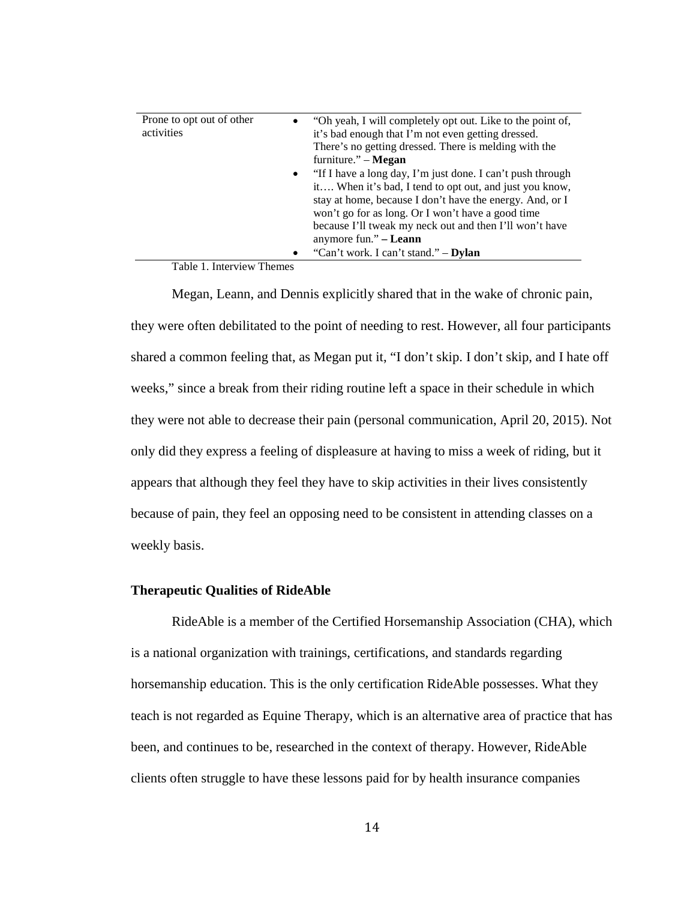| | |
|---|---|
| Prone to opt out of other activities | • "Oh yeah, I will completely opt out. Like to the point of, it's bad enough that I'm not even getting dressed. There's no getting dressed. There is melding with the furniture." – **Megan**<br>• "If I have a long day, I'm just done. I can't push through it…. When it's bad, I tend to opt out, and just you know, stay at home, because I don't have the energy. And, or I won't go for as long. Or I won't have a good time because I'll tweak my neck out and then I'll won't have anymore fun." **– Leann**<br>• "Can't work. I can't stand." – **Dylan** |

Table 1. Interview Themes

Megan, Leann, and Dennis explicitly shared that in the wake of chronic pain, they were often debilitated to the point of needing to rest. However, all four participants shared a common feeling that, as Megan put it, "I don't skip. I don't skip, and I hate off weeks," since a break from their riding routine left a space in their schedule in which they were not able to decrease their pain (personal communication, April 20, 2015). Not only did they express a feeling of displeasure at having to miss a week of riding, but it appears that although they feel they have to skip activities in their lives consistently because of pain, they feel an opposing need to be consistent in attending classes on a weekly basis.

### Therapeutic Qualities of RideAble

RideAble is a member of the Certified Horsemanship Association (CHA), which is a national organization with trainings, certifications, and standards regarding horsemanship education. This is the only certification RideAble possesses. What they teach is not regarded as Equine Therapy, which is an alternative area of practice that has been, and continues to be, researched in the context of therapy. However, RideAble clients often struggle to have these lessons paid for by health insurance companies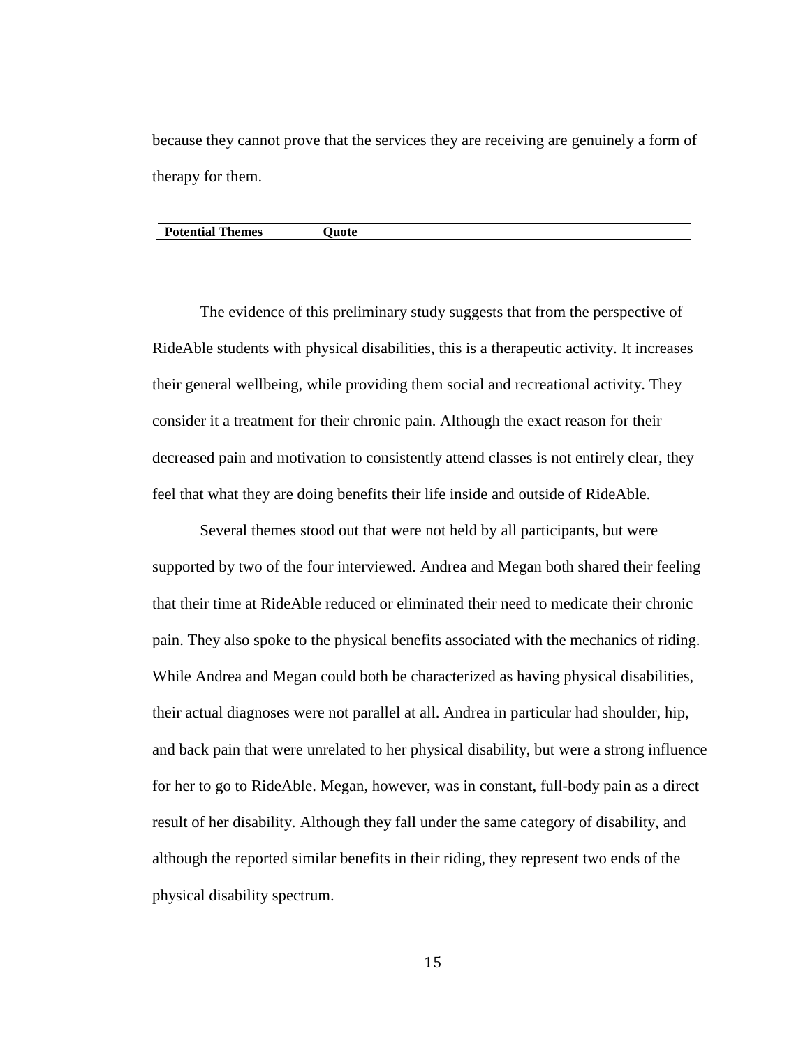because they cannot prove that the services they are receiving are genuinely a form of therapy for them.

| **Potential Themes** | **Quote** |
| --- | --- |

The evidence of this preliminary study suggests that from the perspective of RideAble students with physical disabilities, this is a therapeutic activity. It increases their general wellbeing, while providing them social and recreational activity. They consider it a treatment for their chronic pain. Although the exact reason for their decreased pain and motivation to consistently attend classes is not entirely clear, they feel that what they are doing benefits their life inside and outside of RideAble.

Several themes stood out that were not held by all participants, but were supported by two of the four interviewed. Andrea and Megan both shared their feeling that their time at RideAble reduced or eliminated their need to medicate their chronic pain. They also spoke to the physical benefits associated with the mechanics of riding. While Andrea and Megan could both be characterized as having physical disabilities, their actual diagnoses were not parallel at all. Andrea in particular had shoulder, hip, and back pain that were unrelated to her physical disability, but were a strong influence for her to go to RideAble. Megan, however, was in constant, full-body pain as a direct result of her disability. Although they fall under the same category of disability, and although the reported similar benefits in their riding, they represent two ends of the physical disability spectrum.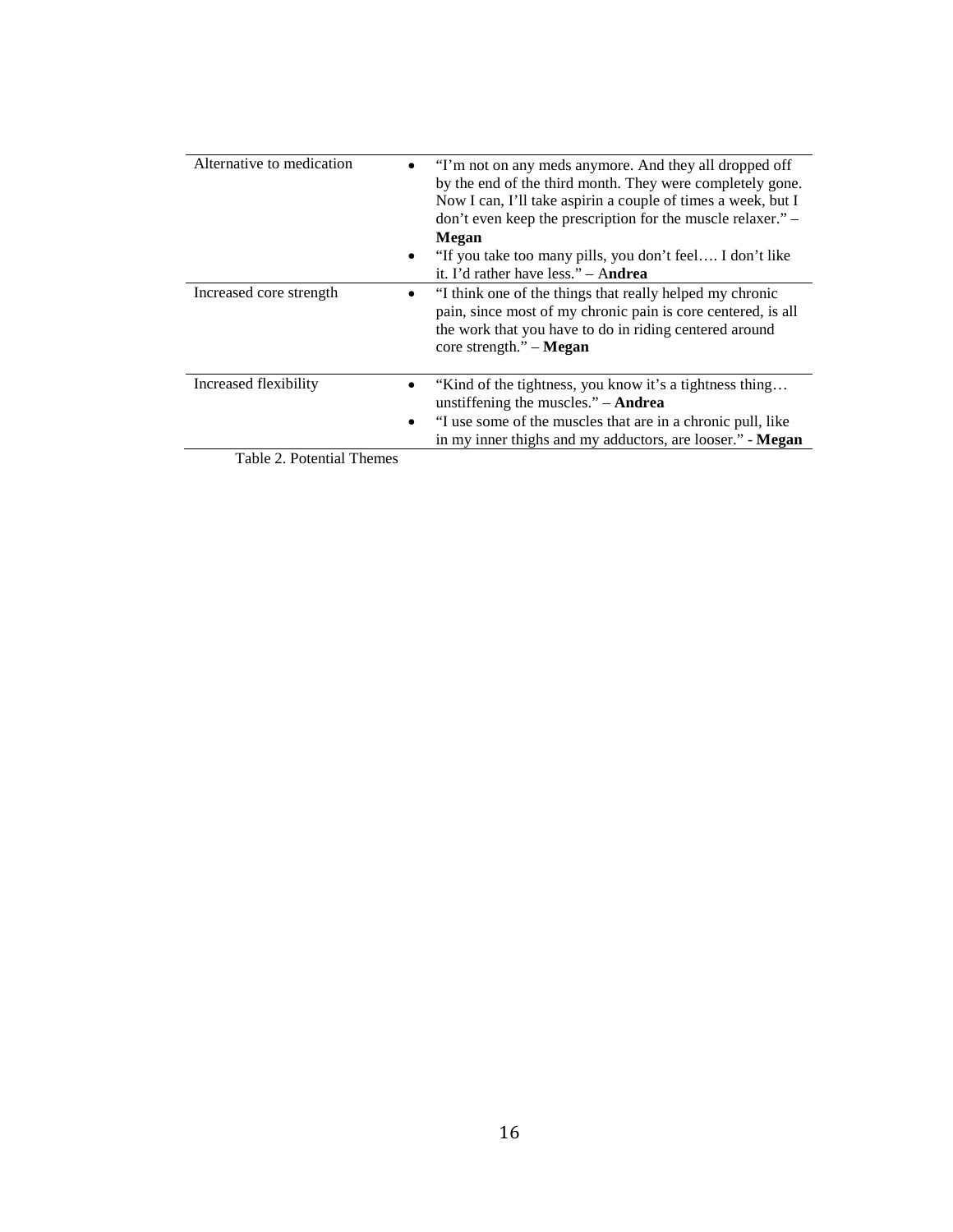| | |
|---|---|
| Alternative to medication | • "I'm not on any meds anymore. And they all dropped off by the end of the third month. They were completely gone. Now I can, I'll take aspirin a couple of times a week, but I don't even keep the prescription for the muscle relaxer." – **Megan**<br>• "If you take too many pills, you don't feel…. I don't like it. I'd rather have less." – A**ndrea** |
| Increased core strength | • "I think one of the things that really helped my chronic pain, since most of my chronic pain is core centered, is all the work that you have to do in riding centered around core strength." – **Megan** |
| Increased flexibility | • "Kind of the tightness, you know it's a tightness thing… unstiffening the muscles." – **Andrea**<br>• "I use some of the muscles that are in a chronic pull, like in my inner thighs and my adductors, are looser." - **Megan** |

Table 2. Potential Themes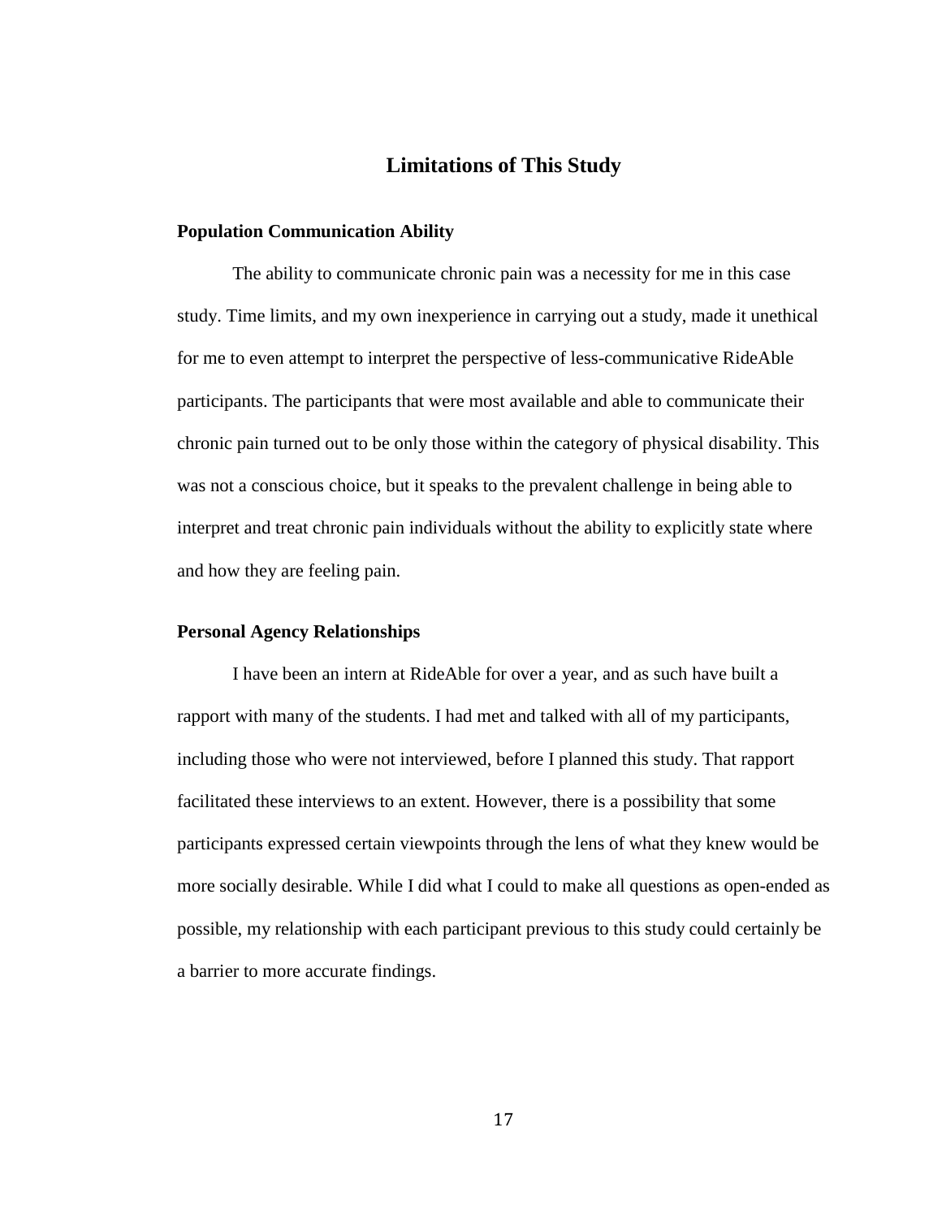## Limitations of This Study

### Population Communication Ability

The ability to communicate chronic pain was a necessity for me in this case study. Time limits, and my own inexperience in carrying out a study, made it unethical for me to even attempt to interpret the perspective of less-communicative RideAble participants. The participants that were most available and able to communicate their chronic pain turned out to be only those within the category of physical disability. This was not a conscious choice, but it speaks to the prevalent challenge in being able to interpret and treat chronic pain individuals without the ability to explicitly state where and how they are feeling pain.

### Personal Agency Relationships

I have been an intern at RideAble for over a year, and as such have built a rapport with many of the students. I had met and talked with all of my participants, including those who were not interviewed, before I planned this study. That rapport facilitated these interviews to an extent. However, there is a possibility that some participants expressed certain viewpoints through the lens of what they knew would be more socially desirable. While I did what I could to make all questions as open-ended as possible, my relationship with each participant previous to this study could certainly be a barrier to more accurate findings.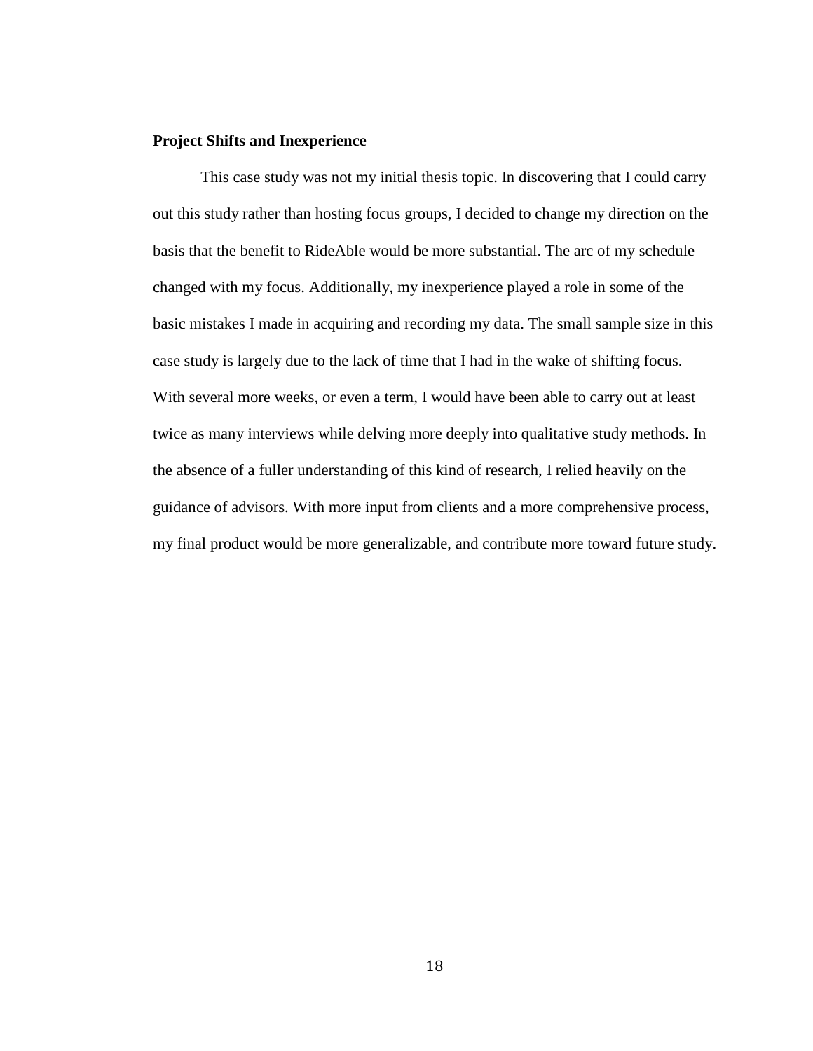**Project Shifts and Inexperience**

This case study was not my initial thesis topic. In discovering that I could carry out this study rather than hosting focus groups, I decided to change my direction on the basis that the benefit to RideAble would be more substantial. The arc of my schedule changed with my focus. Additionally, my inexperience played a role in some of the basic mistakes I made in acquiring and recording my data. The small sample size in this case study is largely due to the lack of time that I had in the wake of shifting focus. With several more weeks, or even a term, I would have been able to carry out at least twice as many interviews while delving more deeply into qualitative study methods. In the absence of a fuller understanding of this kind of research, I relied heavily on the guidance of advisors. With more input from clients and a more comprehensive process, my final product would be more generalizable, and contribute more toward future study.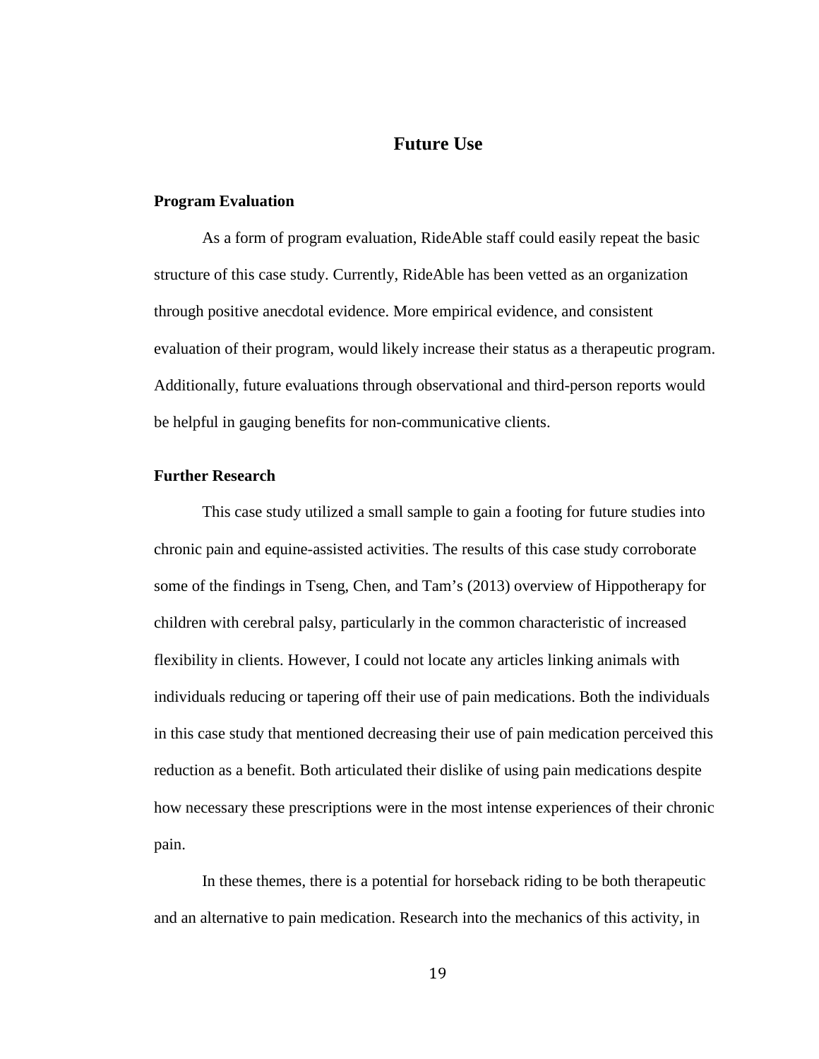# Future Use

## Program Evaluation

As a form of program evaluation, RideAble staff could easily repeat the basic structure of this case study. Currently, RideAble has been vetted as an organization through positive anecdotal evidence. More empirical evidence, and consistent evaluation of their program, would likely increase their status as a therapeutic program. Additionally, future evaluations through observational and third-person reports would be helpful in gauging benefits for non-communicative clients.

## Further Research

This case study utilized a small sample to gain a footing for future studies into chronic pain and equine-assisted activities. The results of this case study corroborate some of the findings in Tseng, Chen, and Tam's (2013) overview of Hippotherapy for children with cerebral palsy, particularly in the common characteristic of increased flexibility in clients. However, I could not locate any articles linking animals with individuals reducing or tapering off their use of pain medications. Both the individuals in this case study that mentioned decreasing their use of pain medication perceived this reduction as a benefit. Both articulated their dislike of using pain medications despite how necessary these prescriptions were in the most intense experiences of their chronic pain.

In these themes, there is a potential for horseback riding to be both therapeutic and an alternative to pain medication. Research into the mechanics of this activity, in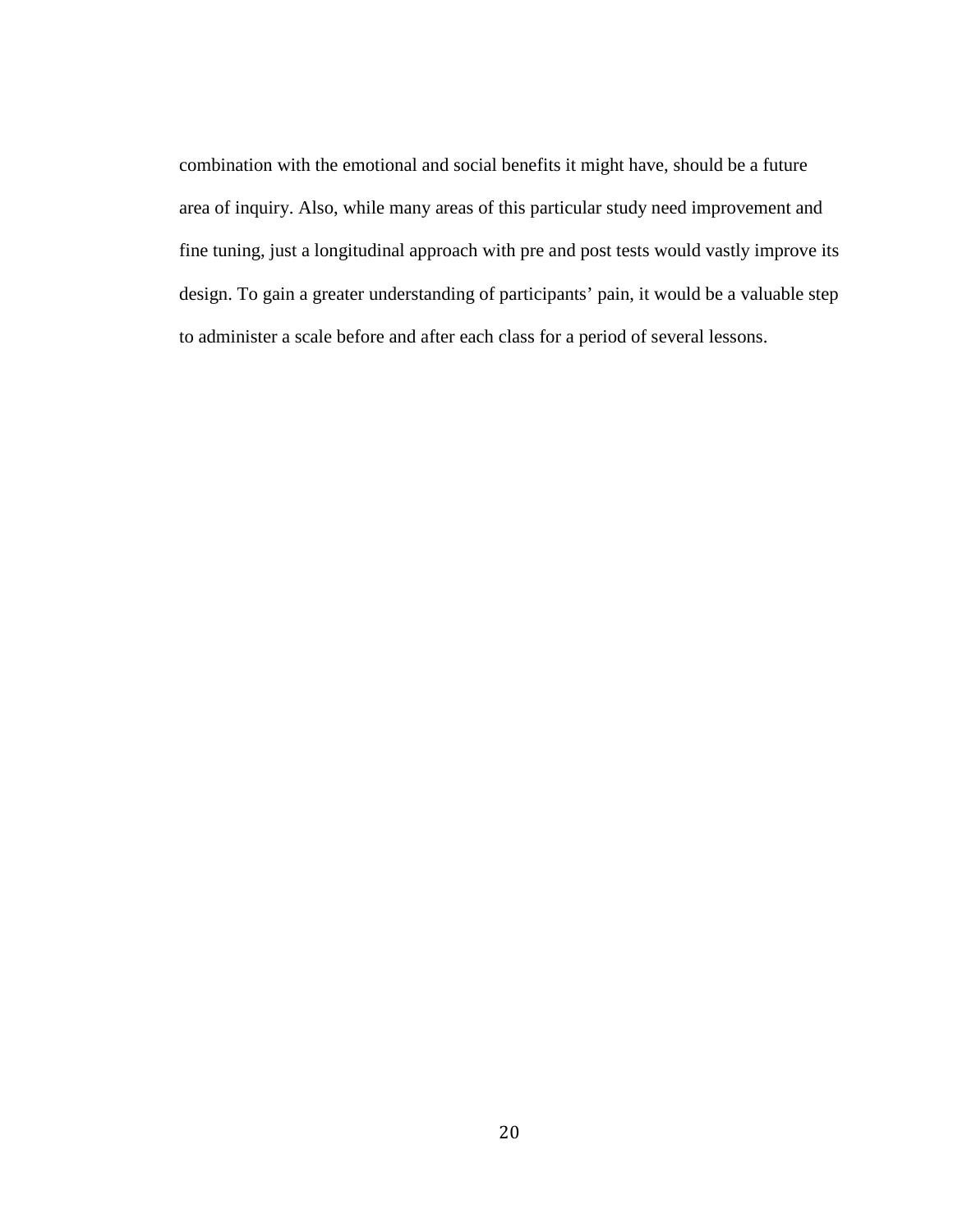combination with the emotional and social benefits it might have, should be a future area of inquiry. Also, while many areas of this particular study need improvement and fine tuning, just a longitudinal approach with pre and post tests would vastly improve its design. To gain a greater understanding of participants' pain, it would be a valuable step to administer a scale before and after each class for a period of several lessons.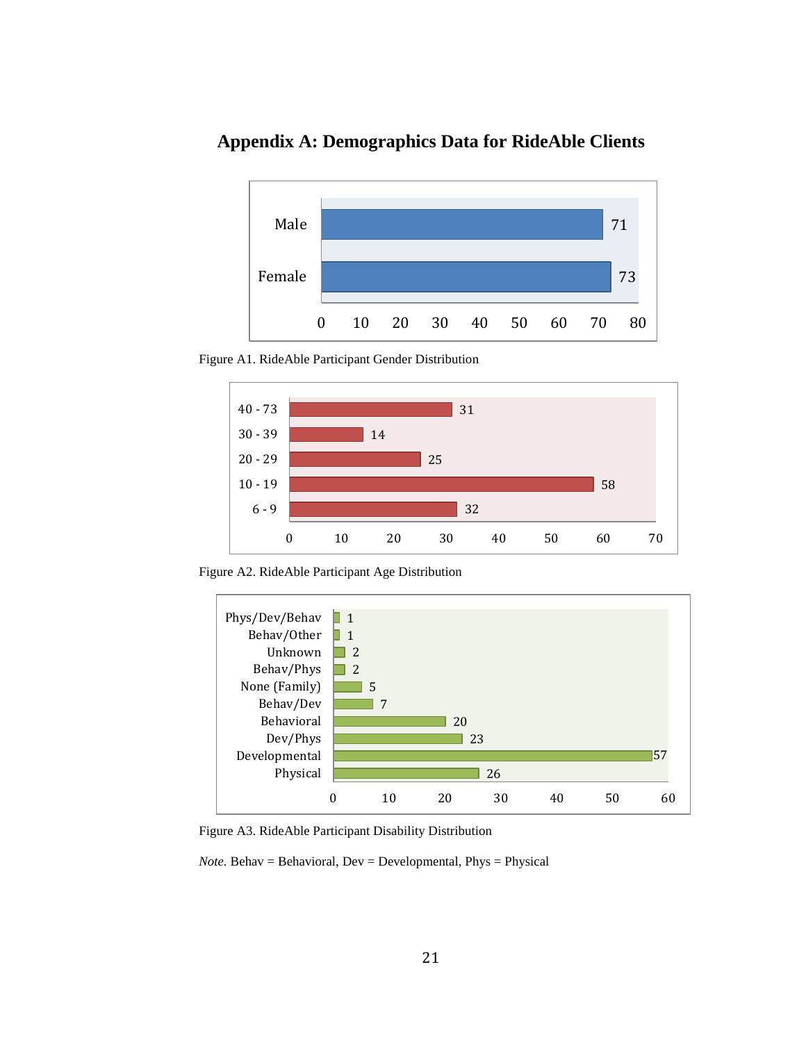# Appendix A: Demographics Data for RideAble Clients

| Gender | Count |
|---|---|
| Male | 71 |
| Female | 73 |

Figure A1. RideAble Participant Gender Distribution

| Age | Count |
|---|---|
| 40 - 73 | 31 |
| 30 - 39 | 14 |
| 20 - 29 | 25 |
| 10 - 19 | 58 |
| 6 - 9 | 32 |

Figure A2. RideAble Participant Age Distribution

| Disability | Count |
|---|---|
| Phys/Dev/Behav | 1 |
| Behav/Other | 1 |
| Unknown | 2 |
| Behav/Phys | 2 |
| None (Family) | 5 |
| Behav/Dev | 7 |
| Behavioral | 20 |
| Dev/Phys | 23 |
| Developmental | 57 |
| Physical | 26 |

Figure A3. RideAble Participant Disability Distribution

*Note.* Behav = Behavioral, Dev = Developmental, Phys = Physical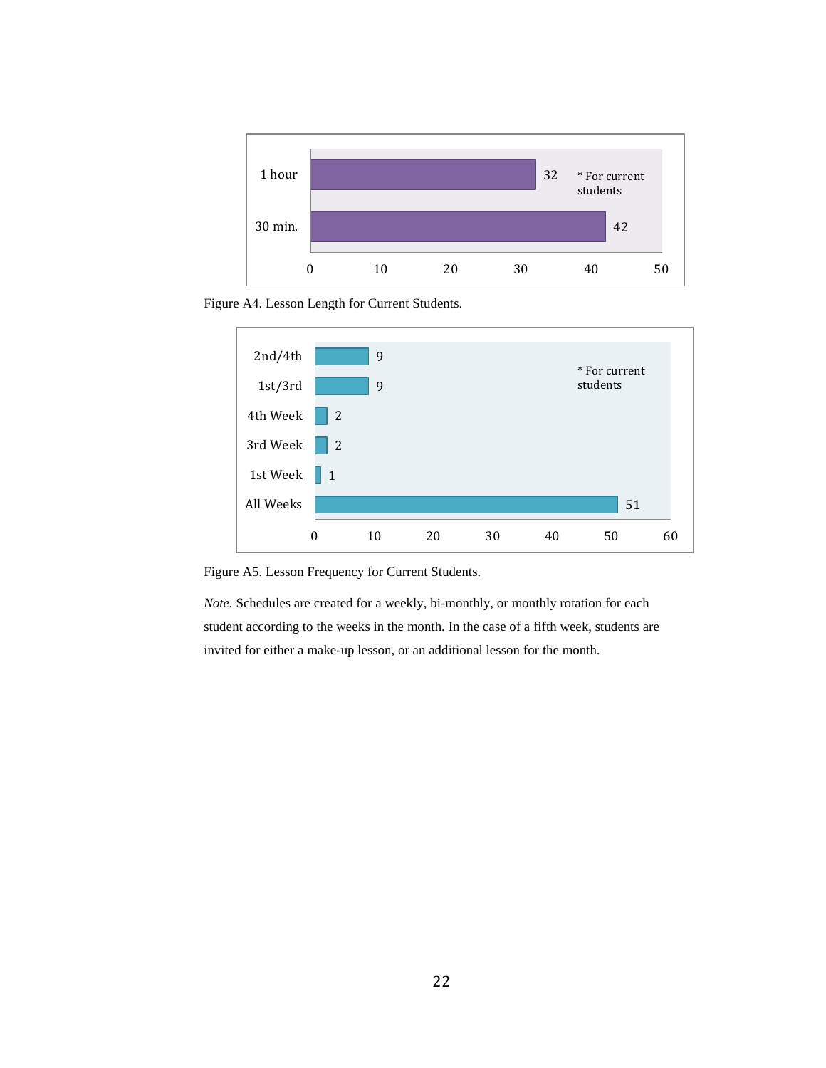| Lesson Length | Number of Students |
|---|---|
| 1 hour | 32 |
| 30 min. | 42 |

\* For current students

Figure A4. Lesson Length for Current Students.

| Lesson Frequency | Number of Students |
|---|---|
| 2nd/4th | 9 |
| 1st/3rd | 9 |
| 4th Week | 2 |
| 3rd Week | 2 |
| 1st Week | 1 |
| All Weeks | 51 |

\* For current students

Figure A5. Lesson Frequency for Current Students.

*Note.* Schedules are created for a weekly, bi-monthly, or monthly rotation for each student according to the weeks in the month. In the case of a fifth week, students are invited for either a make-up lesson, or an additional lesson for the month.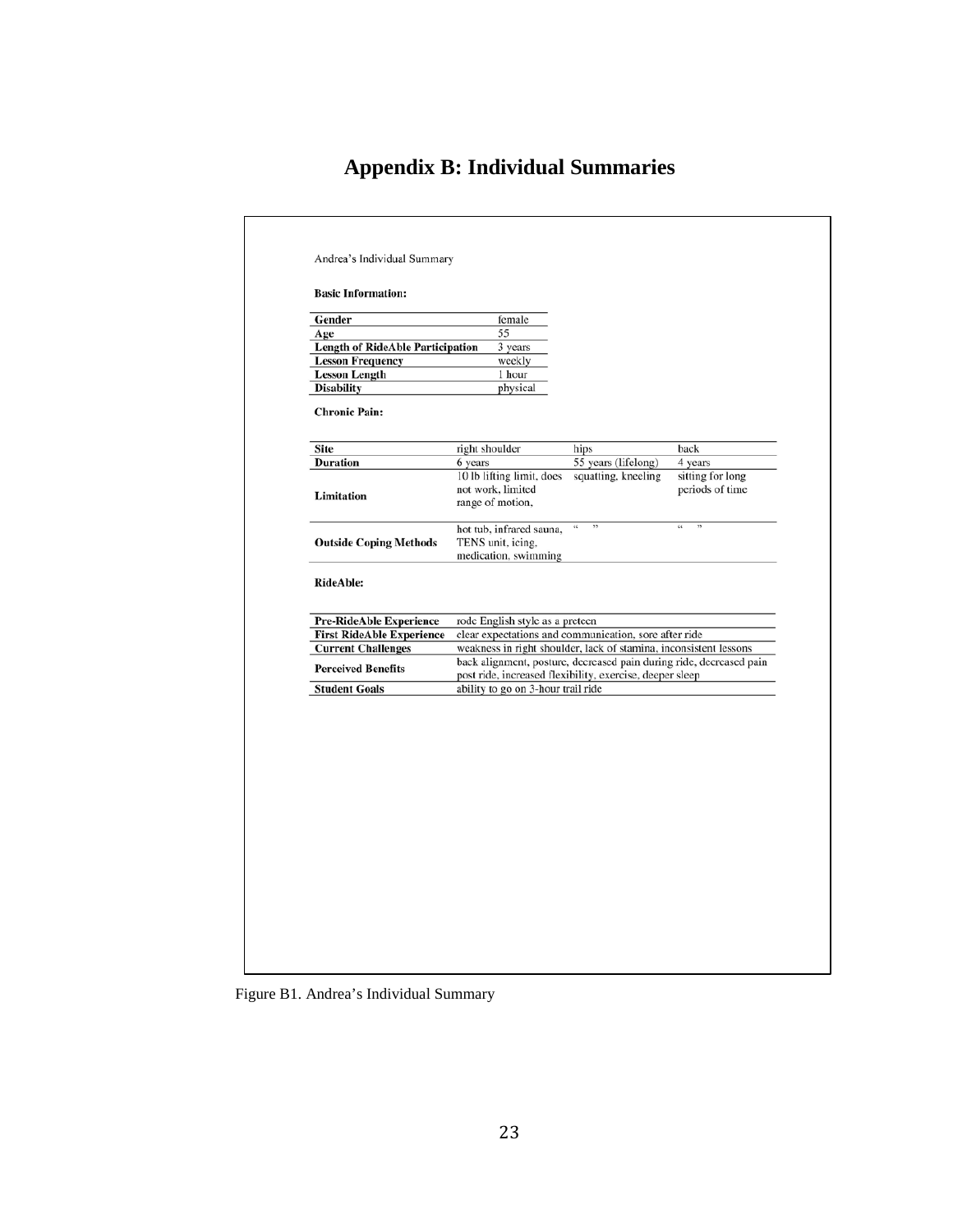# Appendix B: Individual Summaries

Andrea's Individual Summary

**Basic Information:**

| | |
|---|---|
| **Gender** | female |
| **Age** | 55 |
| **Length of RideAble Participation** | 3 years |
| **Lesson Frequency** | weekly |
| **Lesson Length** | 1 hour |
| **Disability** | physical |

**Chronic Pain:**

| | | | |
|---|---|---|---|
| **Site** | right shoulder | hips | back |
| **Duration** | 6 years | 55 years (lifelong) | 4 years |
| **Limitation** | 10 lb lifting limit, does not work, limited range of motion, | squatting, kneeling | sitting for long periods of time |
| **Outside Coping Methods** | hot tub, infrared sauna, TENS unit, icing, medication, swimming | " " | " " |

**RideAble:**

| | |
|---|---|
| **Pre-RideAble Experience** | rode English style as a preteen |
| **First RideAble Experience** | clear expectations and communication, sore after ride |
| **Current Challenges** | weakness in right shoulder, lack of stamina, inconsistent lessons |
| **Perceived Benefits** | back alignment, posture, decreased pain during ride, decreased pain post ride, increased flexibility, exercise, deeper sleep |
| **Student Goals** | ability to go on 3-hour trail ride |

Figure B1. Andrea's Individual Summary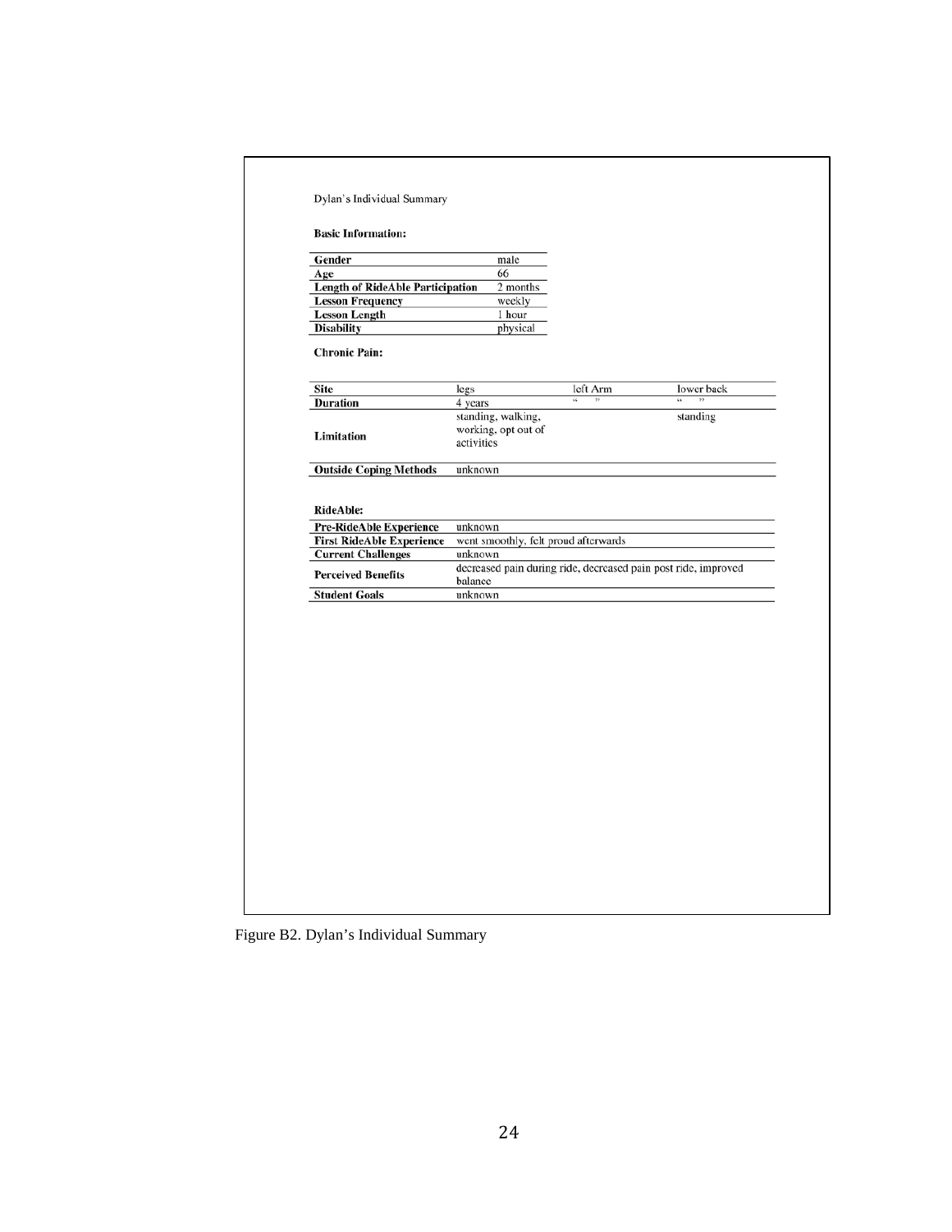Dylan's Individual Summary

**Basic Information:**

| | |
|---|---|
| **Gender** | male |
| **Age** | 66 |
| **Length of RideAble Participation** | 2 months |
| **Lesson Frequency** | weekly |
| **Lesson Length** | 1 hour |
| **Disability** | physical |

**Chronic Pain:**

| | | | |
|---|---|---|---|
| **Site** | legs | left Arm | lower back |
| **Duration** | 4 years | " " | " " |
| **Limitation** | standing, walking, working, opt out of activities | | standing |
| **Outside Coping Methods** | unknown | | |

**RideAble:**

| | |
|---|---|
| **Pre-RideAble Experience** | unknown |
| **First RideAble Experience** | went smoothly, felt proud afterwards |
| **Current Challenges** | unknown |
| **Perceived Benefits** | decreased pain during ride, decreased pain post ride, improved balance |
| **Student Goals** | unknown |

Figure B2. Dylan's Individual Summary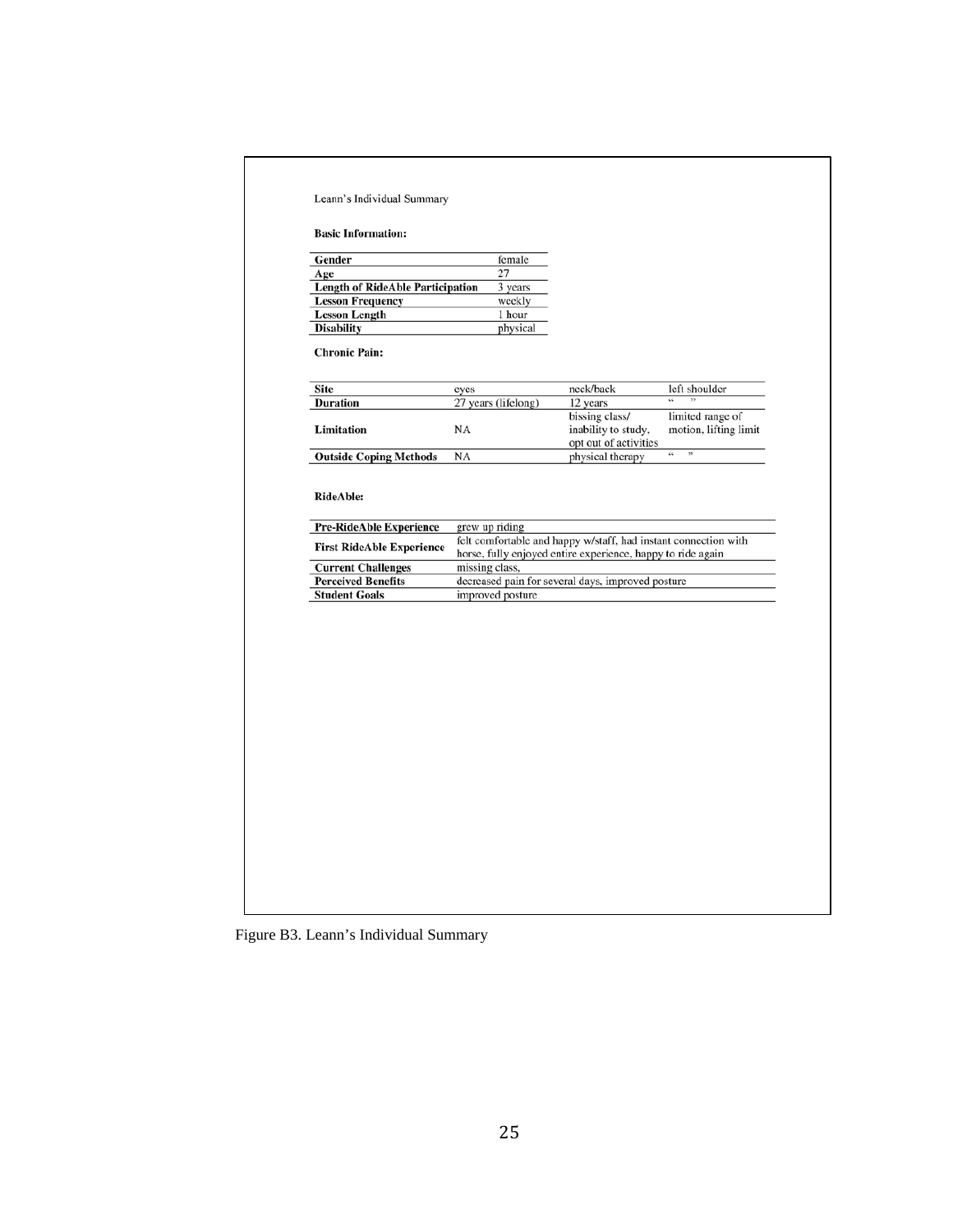Leann's Individual Summary

**Basic Information:**

| | |
|---|---|
| **Gender** | female |
| **Age** | 27 |
| **Length of RideAble Participation** | 3 years |
| **Lesson Frequency** | weekly |
| **Lesson Length** | 1 hour |
| **Disability** | physical |

**Chronic Pain:**

| | | | |
|---|---|---|---|
| **Site** | eyes | neck/back | left shoulder |
| **Duration** | 27 years (lifelong) | 12 years | " " |
| **Limitation** | NA | bissing class/ inability to study, opt out of activities | limited range of motion, lifting limit |
| **Outside Coping Methods** | NA | physical therapy | " " |

**RideAble:**

| | |
|---|---|
| **Pre-RideAble Experience** | grew up riding |
| **First RideAble Experience** | felt comfortable and happy w/staff, had instant connection with horse, fully enjoyed entire experience, happy to ride again |
| **Current Challenges** | missing class, |
| **Perceived Benefits** | decreased pain for several days, improved posture |
| **Student Goals** | improved posture |

Figure B3. Leann's Individual Summary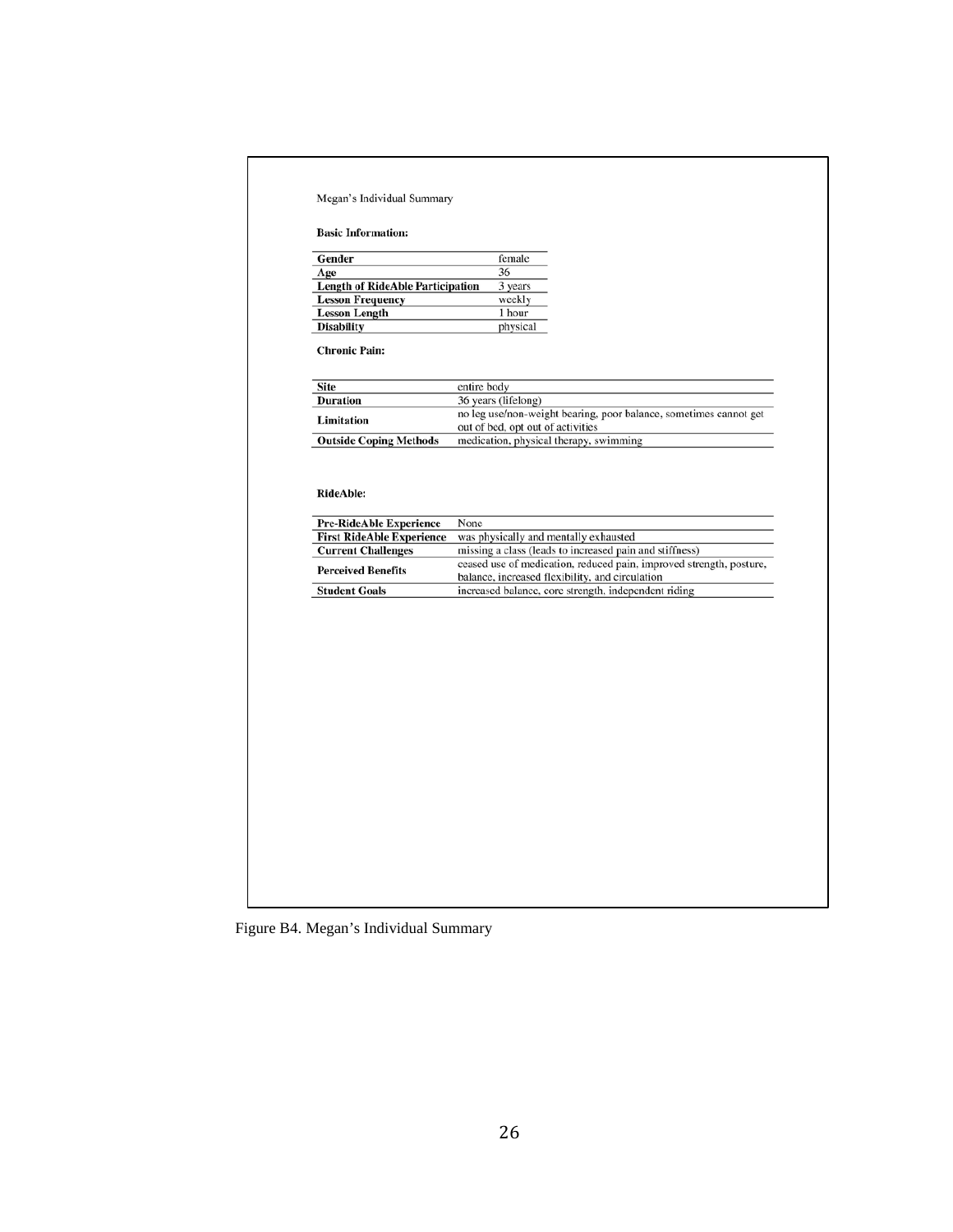Megan's Individual Summary

**Basic Information:**

| Gender | female |
|---|---|
| Age | 36 |
| Length of RideAble Participation | 3 years |
| Lesson Frequency | weekly |
| Lesson Length | 1 hour |
| Disability | physical |

**Chronic Pain:**

| Site | entire body |
|---|---|
| Duration | 36 years (lifelong) |
| Limitation | no leg use/non-weight bearing, poor balance, sometimes cannot get out of bed, opt out of activities |
| Outside Coping Methods | medication, physical therapy, swimming |

**RideAble:**

| Pre-RideAble Experience | None |
|---|---|
| First RideAble Experience | was physically and mentally exhausted |
| Current Challenges | missing a class (leads to increased pain and stiffness) |
| Perceived Benefits | ceased use of medication, reduced pain, improved strength, posture, balance, increased flexibility, and circulation |
| Student Goals | increased balance, core strength, independent riding |

Figure B4. Megan's Individual Summary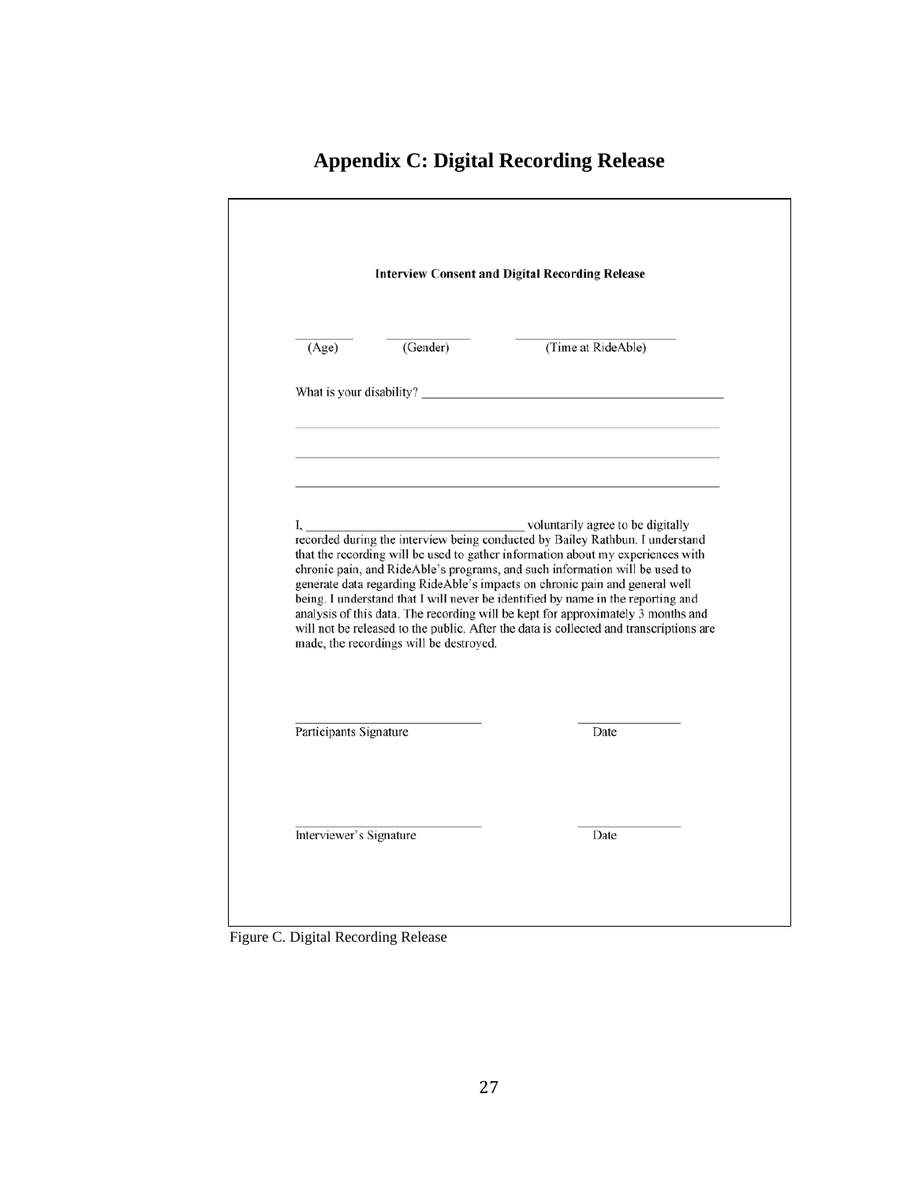# Appendix C: Digital Recording Release

**Interview Consent and Digital Recording Release**

\_\_\_\_\_\_\_\_ \_\_\_\_\_\_\_\_\_\_\_\_ \_\_\_\_\_\_\_\_\_\_\_\_\_\_\_\_\_\_\_\_\_\_\_\_

(Age) (Gender) (Time at RideAble)

What is your disability? \_\_\_\_\_\_\_\_\_\_\_\_\_\_\_\_\_\_\_\_\_\_\_\_\_\_\_\_\_\_\_\_\_\_\_\_\_\_\_\_\_\_\_\_

\_\_\_\_\_\_\_\_\_\_\_\_\_\_\_\_\_\_\_\_\_\_\_\_\_\_\_\_\_\_\_\_\_\_\_\_\_\_\_\_\_\_\_\_\_\_\_\_\_\_\_\_\_\_\_\_\_\_\_\_\_\_\_\_\_\_

\_\_\_\_\_\_\_\_\_\_\_\_\_\_\_\_\_\_\_\_\_\_\_\_\_\_\_\_\_\_\_\_\_\_\_\_\_\_\_\_\_\_\_\_\_\_\_\_\_\_\_\_\_\_\_\_\_\_\_\_\_\_\_\_\_\_

\_\_\_\_\_\_\_\_\_\_\_\_\_\_\_\_\_\_\_\_\_\_\_\_\_\_\_\_\_\_\_\_\_\_\_\_\_\_\_\_\_\_\_\_\_\_\_\_\_\_\_\_\_\_\_\_\_\_\_\_\_\_\_\_\_\_

I, \_\_\_\_\_\_\_\_\_\_\_\_\_\_\_\_\_\_\_\_\_\_\_\_\_\_\_\_\_\_\_\_\_ voluntarily agree to be digitally recorded during the interview being conducted by Bailey Rathbun. I understand that the recording will be used to gather information about my experiences with chronic pain, and RideAble's programs, and such information will be used to generate data regarding RideAble's impacts on chronic pain and general well being. I understand that I will never be identified by name in the reporting and analysis of this data. The recording will be kept for approximately 3 months and will not be released to the public. After the data is collected and transcriptions are made, the recordings will be destroyed.

\_\_\_\_\_\_\_\_\_\_\_\_\_\_\_\_\_\_\_\_\_\_\_\_\_\_\_\_\_\_ \_\_\_\_\_\_\_\_\_\_\_\_\_\_\_\_

Participants Signature Date

\_\_\_\_\_\_\_\_\_\_\_\_\_\_\_\_\_\_\_\_\_\_\_\_\_\_\_\_\_\_ \_\_\_\_\_\_\_\_\_\_\_\_\_\_\_\_

Interviewer's Signature Date

Figure C. Digital Recording Release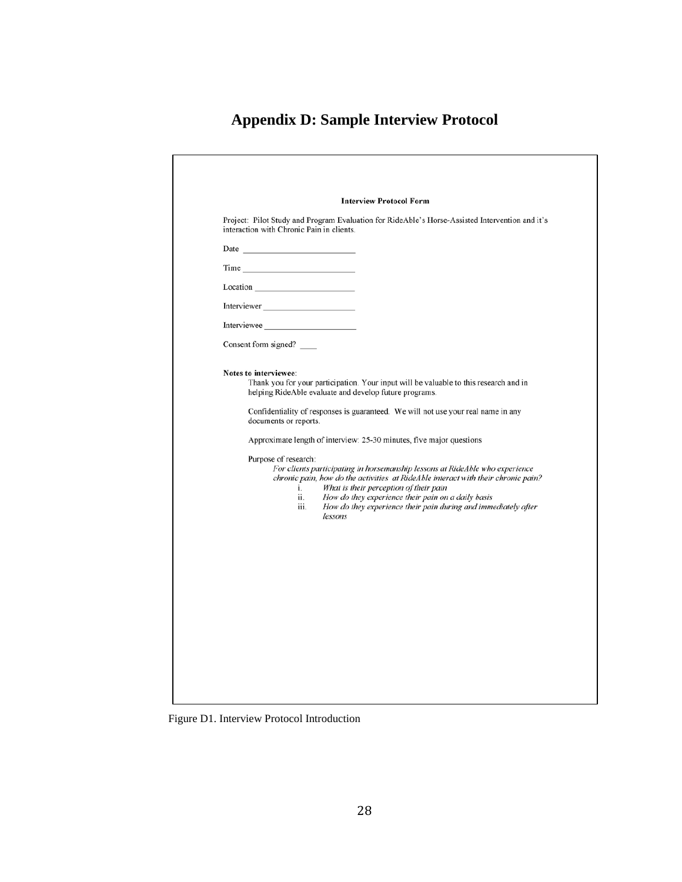# Appendix D: Sample Interview Protocol

**Interview Protocol Form**

Project: Pilot Study and Program Evaluation for RideAble's Horse-Assisted Intervention and it's interaction with Chronic Pain in clients.

Date ___________________________

Time ___________________________

Location _________________________

Interviewer _______________________

Interviewee _______________________

Consent form signed? ____

**Notes to interviewee:**

Thank you for your participation. Your input will be valuable to this research and in helping RideAble evaluate and develop future programs.

Confidentiality of responses is guaranteed. We will not use your real name in any documents or reports.

Approximate length of interview: 25-30 minutes, five major questions

Purpose of research:

*For clients participating in horsemanship lessons at RideAble who experience chronic pain, how do the activities at RideAble interact with their chronic pain?*

i. *What is their perception of their pain*
ii. *How do they experience their pain on a daily basis*
iii. *How do they experience their pain during and immediately after lessons*

Figure D1. Interview Protocol Introduction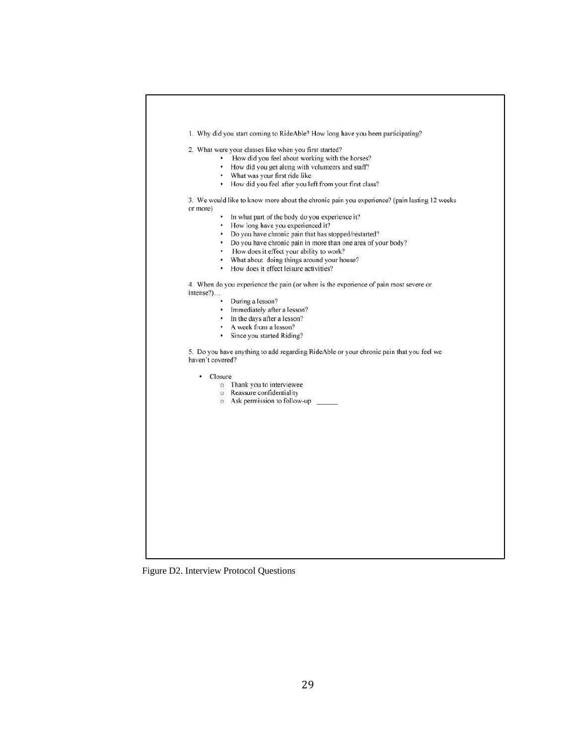1. Why did you start coming to RideAble? How long have you been participating?

2. What were your classes like when you first started?
   - How did you feel about working with the horses?
   - How did you get along with volunteers and staff?
   - What was your first ride like
   - How did you feel after you left from your first class?

3. We would like to know more about the chronic pain you experience? (pain lasting 12 weeks or more)
   - In what part of the body do you experience it?
   - How long have you experienced it?
   - Do you have chronic pain that has stopped/restarted?
   - Do you have chronic pain in more than one area of your body?
   - How does it effect your ability to work?
   - What about doing things around your house?
   - How does it effect leisure activities?

4. When do you experience the pain (or when is the experience of pain most severe or intense?)…
   - During a lesson?
   - Immediately after a lesson?
   - In the days after a lesson?
   - A week from a lesson?
   - Since you started Riding?

5. Do you have anything to add regarding RideAble or your chronic pain that you feel we haven't covered?

- Closure
  - Thank you to interviewee
  - Reassure confidentiality
  - Ask permission to follow-up ______

Figure D2. Interview Protocol Questions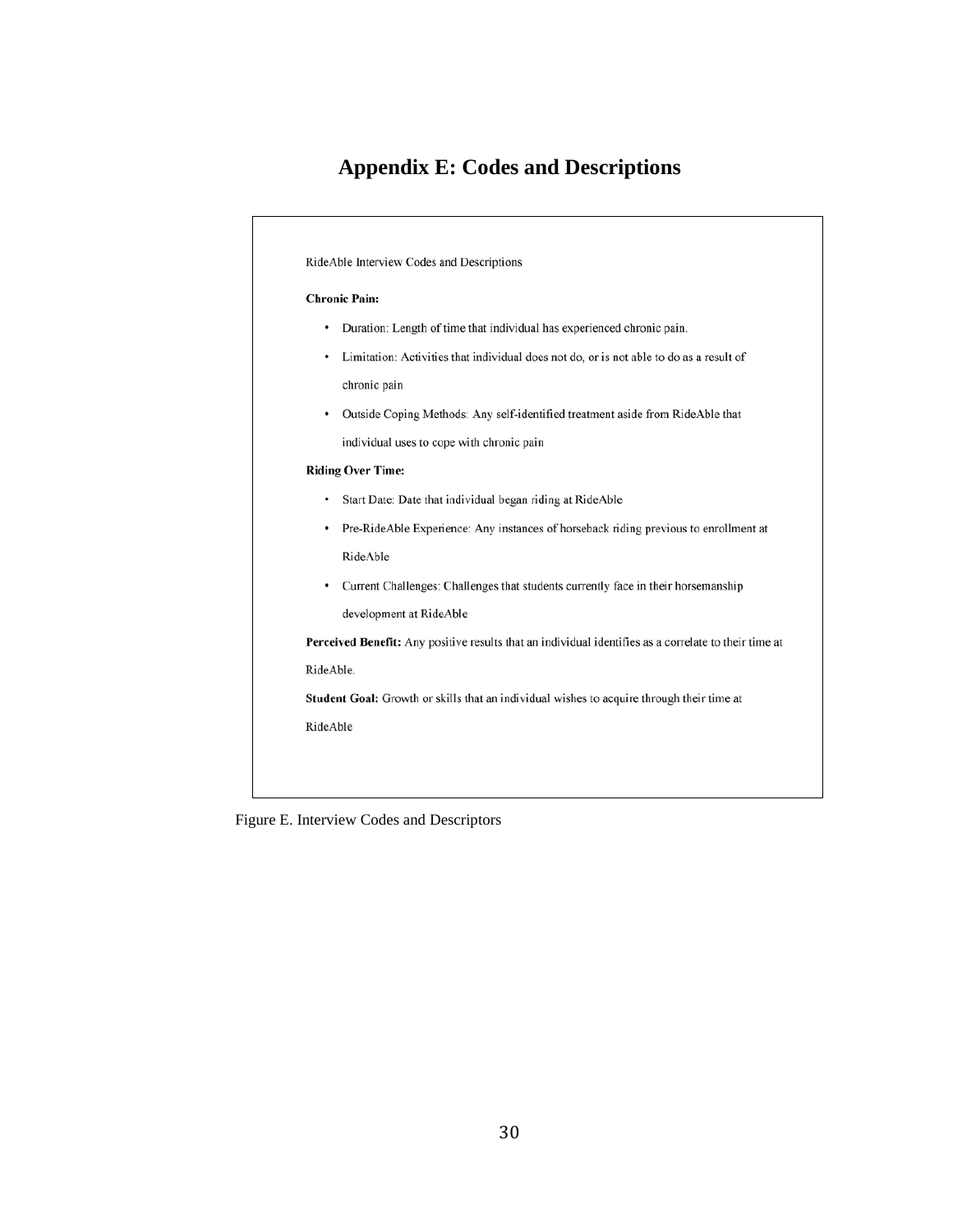# Appendix E: Codes and Descriptions

RideAble Interview Codes and Descriptions

**Chronic Pain:**

- Duration: Length of time that individual has experienced chronic pain.
- Limitation: Activities that individual does not do, or is not able to do as a result of chronic pain
- Outside Coping Methods: Any self-identified treatment aside from RideAble that individual uses to cope with chronic pain

**Riding Over Time:**

- Start Date: Date that individual began riding at RideAble
- Pre-RideAble Experience: Any instances of horseback riding previous to enrollment at RideAble
- Current Challenges: Challenges that students currently face in their horsemanship development at RideAble

**Perceived Benefit:** Any positive results that an individual identifies as a correlate to their time at RideAble.

**Student Goal:** Growth or skills that an individual wishes to acquire through their time at RideAble

Figure E. Interview Codes and Descriptors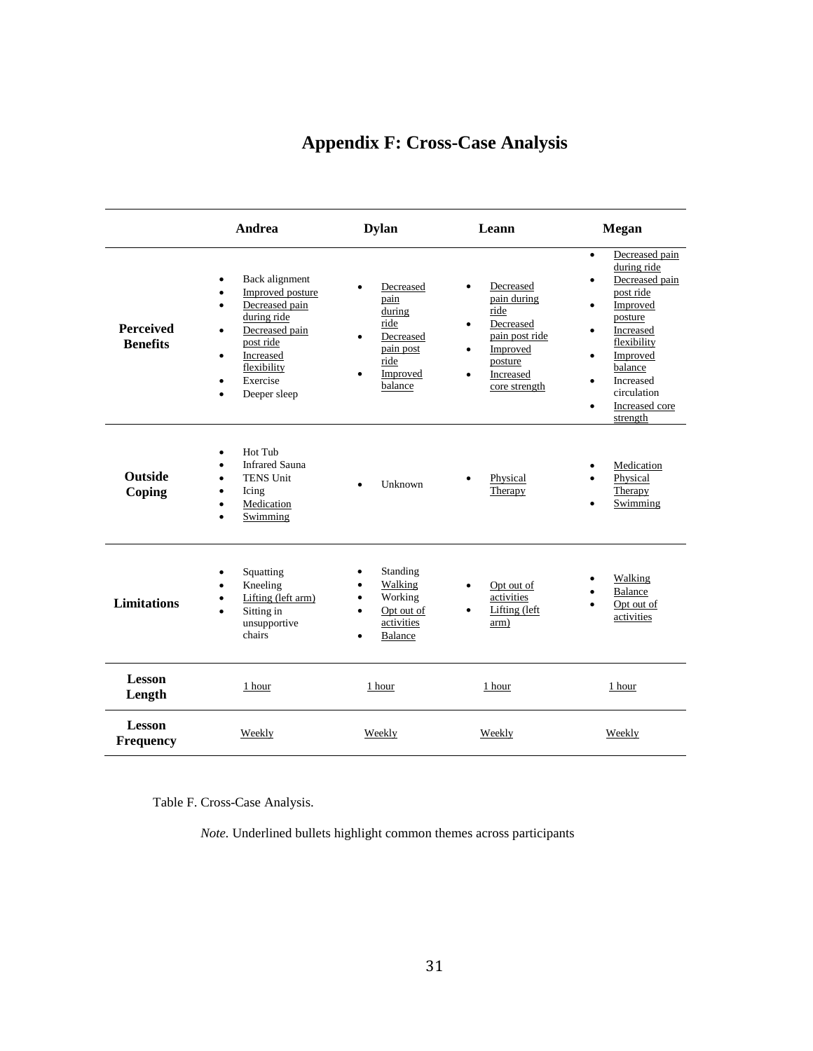# Appendix F: Cross-Case Analysis

| | Andrea | Dylan | Leann | Megan |
|---|---|---|---|---|
| **Perceived Benefits** | • Back alignment<br>• Improved posture<br>• Decreased pain during ride<br>• Decreased pain post ride<br>• Increased flexibility<br>• Exercise<br>• Deeper sleep | • Decreased pain during ride<br>• Decreased pain post ride<br>• Improved balance | • Decreased pain during ride<br>• Decreased pain post ride<br>• Improved posture<br>• Increased core strength | • Decreased pain during ride<br>• Decreased pain post ride<br>• Improved posture<br>• Increased flexibility<br>• Improved balance<br>• Increased circulation<br>• Increased core strength |
| **Outside Coping** | • Hot Tub<br>• Infrared Sauna<br>• TENS Unit<br>• Icing<br>• Medication<br>• Swimming | • Unknown | • Physical Therapy | • Medication<br>• Physical Therapy<br>• Swimming |
| **Limitations** | • Squatting<br>• Kneeling<br>• Lifting (left arm)<br>• Sitting in unsupportive chairs | • Standing<br>• Walking<br>• Working<br>• Opt out of activities<br>• Balance | • Opt out of activities<br>• Lifting (left arm) | • Walking<br>• Balance<br>• Opt out of activities |
| **Lesson Length** | 1 hour | 1 hour | 1 hour | 1 hour |
| **Lesson Frequency** | Weekly | Weekly | Weekly | Weekly |

Table F. Cross-Case Analysis.

*Note.* Underlined bullets highlight common themes across participants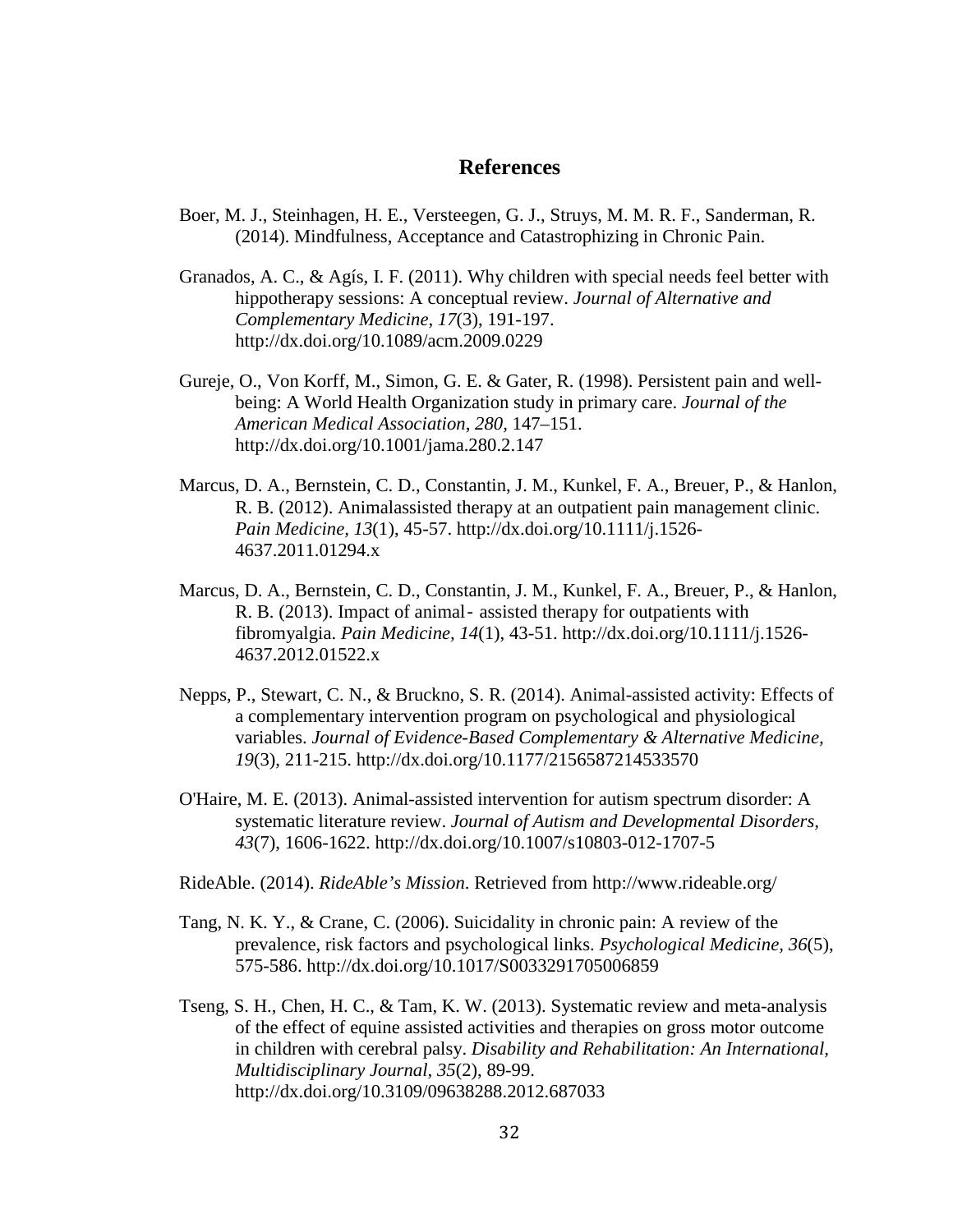# References

Boer, M. J., Steinhagen, H. E., Versteegen, G. J., Struys, M. M. R. F., Sanderman, R. (2014). Mindfulness, Acceptance and Catastrophizing in Chronic Pain.

Granados, A. C., & Agís, I. F. (2011). Why children with special needs feel better with hippotherapy sessions: A conceptual review. *Journal of Alternative and Complementary Medicine, 17*(3), 191-197. http://dx.doi.org/10.1089/acm.2009.0229

Gureje, O., Von Korff, M., Simon, G. E. & Gater, R. (1998). Persistent pain and well-being: A World Health Organization study in primary care. *Journal of the American Medical Association*, *280,* 147–151. http://dx.doi.org/10.1001/jama.280.2.147

Marcus, D. A., Bernstein, C. D., Constantin, J. M., Kunkel, F. A., Breuer, P., & Hanlon, R. B. (2012). Animalassisted therapy at an outpatient pain management clinic. *Pain Medicine, 13*(1), 45-57. http://dx.doi.org/10.1111/j.1526-4637.2011.01294.x

Marcus, D. A., Bernstein, C. D., Constantin, J. M., Kunkel, F. A., Breuer, P., & Hanlon, R. B. (2013). Impact of animal‐ assisted therapy for outpatients with fibromyalgia. *Pain Medicine, 14*(1), 43-51. http://dx.doi.org/10.1111/j.1526-4637.2012.01522.x

Nepps, P., Stewart, C. N., & Bruckno, S. R. (2014). Animal-assisted activity: Effects of a complementary intervention program on psychological and physiological variables. *Journal of Evidence-Based Complementary & Alternative Medicine, 19*(3), 211-215. http://dx.doi.org/10.1177/2156587214533570

O'Haire, M. E. (2013). Animal-assisted intervention for autism spectrum disorder: A systematic literature review. *Journal of Autism and Developmental Disorders, 43*(7), 1606-1622. http://dx.doi.org/10.1007/s10803-012-1707-5

RideAble. (2014). *RideAble's Mission*. Retrieved from http://www.rideable.org/

Tang, N. K. Y., & Crane, C. (2006). Suicidality in chronic pain: A review of the prevalence, risk factors and psychological links. *Psychological Medicine, 36*(5), 575-586. http://dx.doi.org/10.1017/S0033291705006859

Tseng, S. H., Chen, H. C., & Tam, K. W. (2013). Systematic review and meta-analysis of the effect of equine assisted activities and therapies on gross motor outcome in children with cerebral palsy. *Disability and Rehabilitation: An International, Multidisciplinary Journal, 35*(2), 89-99. http://dx.doi.org/10.3109/09638288.2012.687033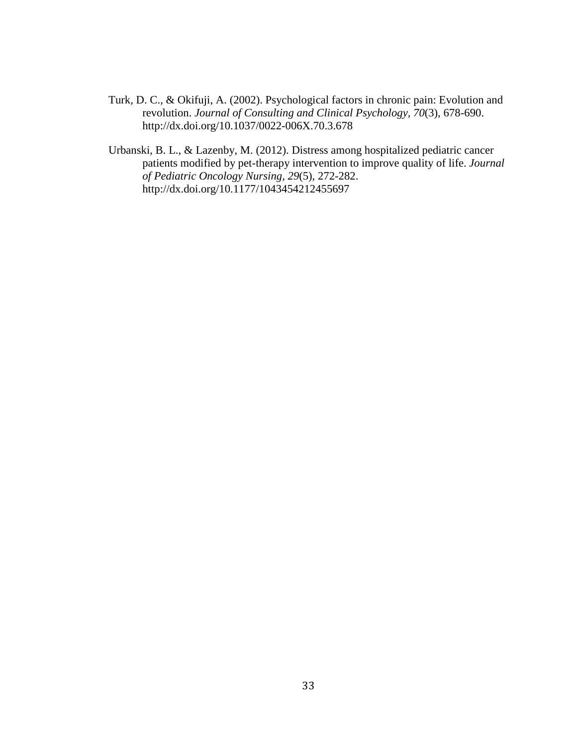Turk, D. C., & Okifuji, A. (2002). Psychological factors in chronic pain: Evolution and revolution. *Journal of Consulting and Clinical Psychology, 70*(3), 678-690. http://dx.doi.org/10.1037/0022-006X.70.3.678

Urbanski, B. L., & Lazenby, M. (2012). Distress among hospitalized pediatric cancer patients modified by pet-therapy intervention to improve quality of life. *Journal of Pediatric Oncology Nursing, 29*(5), 272-282. http://dx.doi.org/10.1177/1043454212455697